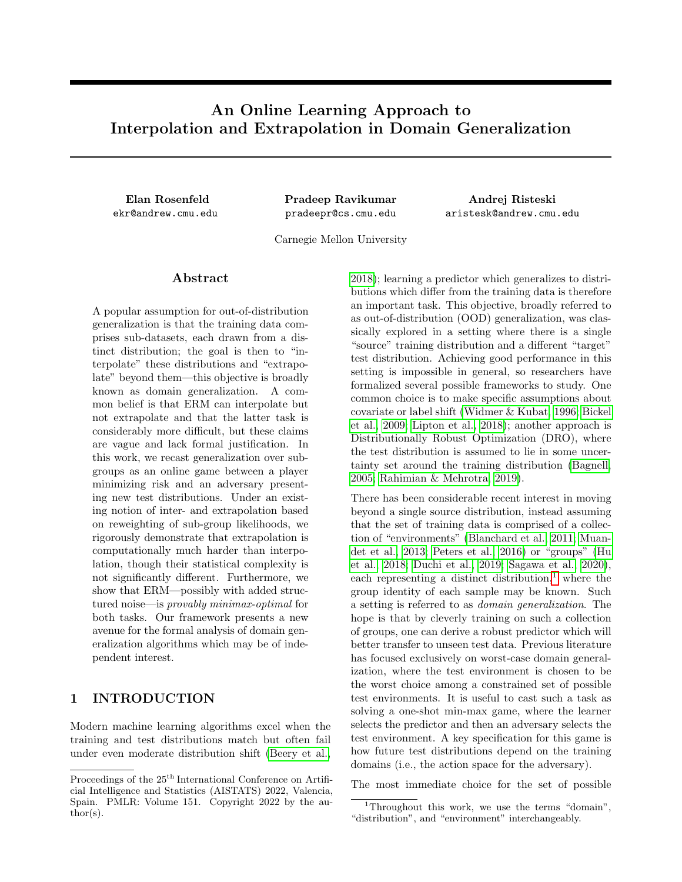# An Online Learning Approach to Interpolation and Extrapolation in Domain Generalization

**Elan Rosenfeld**
ekr@andrew.cmu.edu

**Pradeep Ravikumar**
pradeepr@cs.cmu.edu

**Andrej Risteski**
aristesk@andrew.cmu.edu

Carnegie Mellon University

## Abstract

A popular assumption for out-of-distribution generalization is that the training data comprises sub-datasets, each drawn from a distinct distribution; the goal is then to "interpolate" these distributions and "extrapolate" beyond them—this objective is broadly known as domain generalization. A common belief is that ERM can interpolate but not extrapolate and that the latter task is considerably more difficult, but these claims are vague and lack formal justification. In this work, we recast generalization over subgroups as an online game between a player minimizing risk and an adversary presenting new test distributions. Under an existing notion of inter- and extrapolation based on reweighting of sub-group likelihoods, we rigorously demonstrate that extrapolation is computationally much harder than interpolation, though their statistical complexity is not significantly different. Furthermore, we show that ERM—possibly with added structured noise—is *provably minimax-optimal* for both tasks. Our framework presents a new avenue for the formal analysis of domain generalization algorithms which may be of independent interest.

## 1 INTRODUCTION

Modern machine learning algorithms excel when the training and test distributions match but often fail under even moderate distribution shift (Beery et al., 2018); learning a predictor which generalizes to distributions which differ from the training data is therefore an important task. This objective, broadly referred to as out-of-distribution (OOD) generalization, was classically explored in a setting where there is a single "source" training distribution and a different "target" test distribution. Achieving good performance in this setting is impossible in general, so researchers have formalized several possible frameworks to study. One common choice is to make specific assumptions about covariate or label shift (Widmer & Kubat, 1996; Bickel et al., 2009; Lipton et al., 2018); another approach is Distributionally Robust Optimization (DRO), where the test distribution is assumed to lie in some uncertainty set around the training distribution (Bagnell, 2005; Rahimian & Mehrotra, 2019).

There has been considerable recent interest in moving beyond a single source distribution, instead assuming that the set of training data is comprised of a collection of "environments" (Blanchard et al., 2011; Muandet et al., 2013; Peters et al., 2016) or "groups" (Hu et al., 2018; Duchi et al., 2019; Sagawa et al., 2020), each representing a distinct distribution,[1] where the group identity of each sample may be known. Such a setting is referred to as *domain generalization*. The hope is that by cleverly training on such a collection of groups, one can derive a robust predictor which will better transfer to unseen test data. Previous literature has focused exclusively on worst-case domain generalization, where the test environment is chosen to be the worst choice among a constrained set of possible test environments. It is useful to cast such a task as solving a one-shot min-max game, where the learner selects the predictor and then an adversary selects the test environment. A key specification for this game is how future test distributions depend on the training domains (i.e., the action space for the adversary).

The most immediate choice for the set of possible

[1] Throughout this work, we use the terms "domain", "distribution", and "environment" interchangeably.

Proceedings of the 25[th] International Conference on Artificial Intelligence and Statistics (AISTATS) 2022, Valencia, Spain. PMLR: Volume 151. Copyright 2022 by the author(s).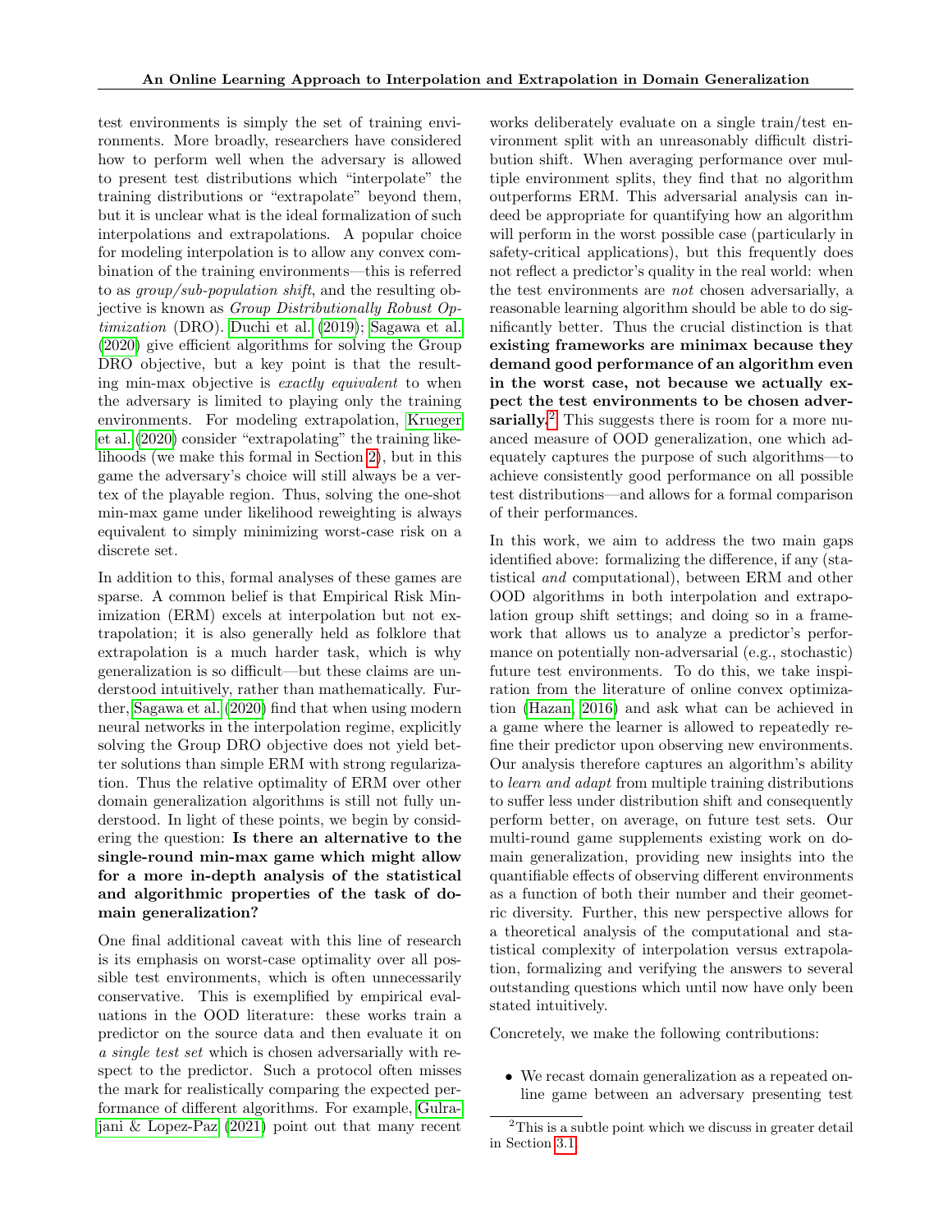test environments is simply the set of training environments. More broadly, researchers have considered how to perform well when the adversary is allowed to present test distributions which "interpolate" the training distributions or "extrapolate" beyond them, but it is unclear what is the ideal formalization of such interpolations and extrapolations. A popular choice for modeling interpolation is to allow any convex combination of the training environments—this is referred to as *group/sub-population shift*, and the resulting objective is known as *Group Distributionally Robust Optimization* (DRO). Duchi et al. (2019); Sagawa et al. (2020) give efficient algorithms for solving the Group DRO objective, but a key point is that the resulting min-max objective is *exactly equivalent* to when the adversary is limited to playing only the training environments. For modeling extrapolation, Krueger et al. (2020) consider "extrapolating" the training likelihoods (we make this formal in Section 2), but in this game the adversary's choice will still always be a vertex of the playable region. Thus, solving the one-shot min-max game under likelihood reweighting is always equivalent to simply minimizing worst-case risk on a discrete set.

In addition to this, formal analyses of these games are sparse. A common belief is that Empirical Risk Minimization (ERM) excels at interpolation but not extrapolation; it is also generally held as folklore that extrapolation is a much harder task, which is why generalization is so difficult—but these claims are understood intuitively, rather than mathematically. Further, Sagawa et al. (2020) find that when using modern neural networks in the interpolation regime, explicitly solving the Group DRO objective does not yield better solutions than simple ERM with strong regularization. Thus the relative optimality of ERM over other domain generalization algorithms is still not fully understood. In light of these points, we begin by considering the question: **Is there an alternative to the single-round min-max game which might allow for a more in-depth analysis of the statistical and algorithmic properties of the task of domain generalization?**

One final additional caveat with this line of research is its emphasis on worst-case optimality over all possible test environments, which is often unnecessarily conservative. This is exemplified by empirical evaluations in the OOD literature: these works train a predictor on the source data and then evaluate it on *a single test set* which is chosen adversarially with respect to the predictor. Such a protocol often misses the mark for realistically comparing the expected performance of different algorithms. For example, Gulrajani & Lopez-Paz (2021) point out that many recent works deliberately evaluate on a single train/test environment split with an unreasonably difficult distribution shift. When averaging performance over multiple environment splits, they find that no algorithm outperforms ERM. This adversarial analysis can indeed be appropriate for quantifying how an algorithm will perform in the worst possible case (particularly in safety-critical applications), but this frequently does not reflect a predictor's quality in the real world: when the test environments are *not* chosen adversarially, a reasonable learning algorithm should be able to do significantly better. Thus the crucial distinction is that **existing frameworks are minimax because they demand good performance of an algorithm even in the worst case, not because we actually expect the test environments to be chosen adversarially.**[2] This suggests there is room for a more nuanced measure of OOD generalization, one which adequately captures the purpose of such algorithms—to achieve consistently good performance on all possible test distributions—and allows for a formal comparison of their performances.

In this work, we aim to address the two main gaps identified above: formalizing the difference, if any (statistical *and* computational), between ERM and other OOD algorithms in both interpolation and extrapolation group shift settings; and doing so in a framework that allows us to analyze a predictor's performance on potentially non-adversarial (e.g., stochastic) future test environments. To do this, we take inspiration from the literature of online convex optimization (Hazan, 2016) and ask what can be achieved in a game where the learner is allowed to repeatedly refine their predictor upon observing new environments. Our analysis therefore captures an algorithm's ability to *learn and adapt* from multiple training distributions to suffer less under distribution shift and consequently perform better, on average, on future test sets. Our multi-round game supplements existing work on domain generalization, providing new insights into the quantifiable effects of observing different environments as a function of both their number and their geometric diversity. Further, this new perspective allows for a theoretical analysis of the computational and statistical complexity of interpolation versus extrapolation, formalizing and verifying the answers to several outstanding questions which until now have only been stated intuitively.

Concretely, we make the following contributions:

- We recast domain generalization as a repeated online game between an adversary presenting test

[2] This is a subtle point which we discuss in greater detail in Section 3.1.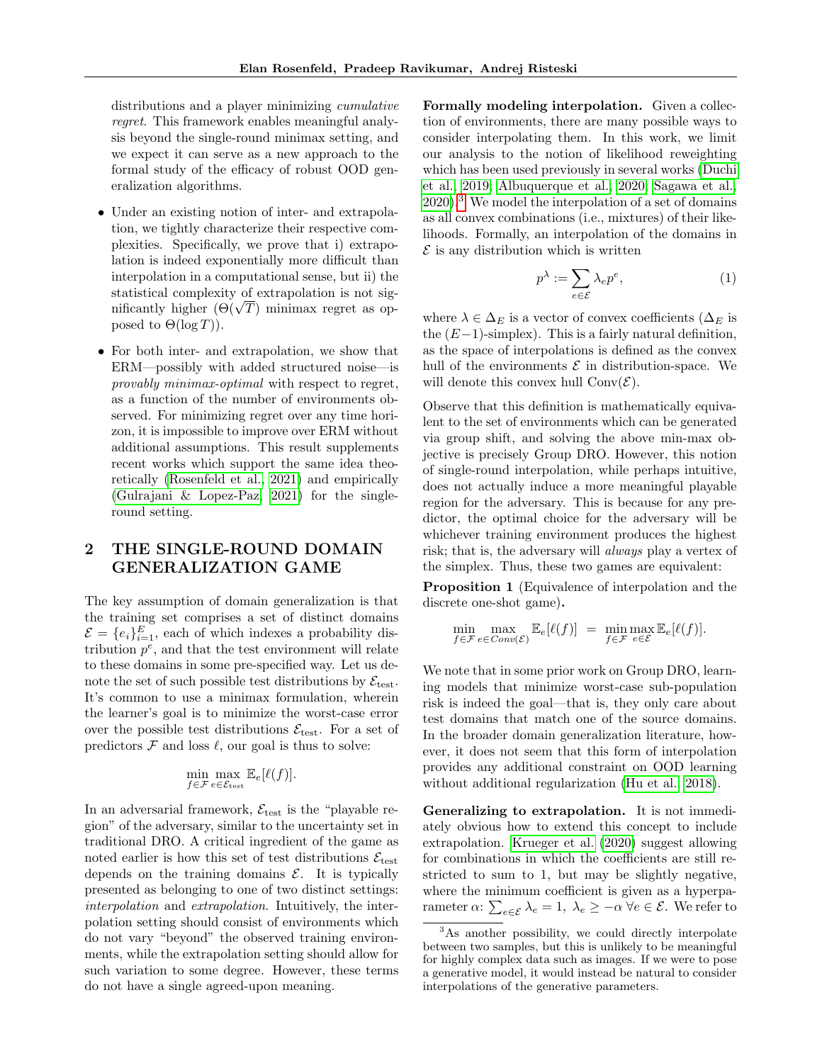distributions and a player minimizing *cumulative regret*. This framework enables meaningful analysis beyond the single-round minimax setting, and we expect it can serve as a new approach to the formal study of the efficacy of robust OOD generalization algorithms.

- Under an existing notion of inter- and extrapolation, we tightly characterize their respective complexities. Specifically, we prove that i) extrapolation is indeed exponentially more difficult than interpolation in a computational sense, but ii) the statistical complexity of extrapolation is not significantly higher ($\Theta(\sqrt{T})$ minimax regret as opposed to $\Theta(\log T)$).

- For both inter- and extrapolation, we show that ERM—possibly with added structured noise—is *provably minimax-optimal* with respect to regret, as a function of the number of environments observed. For minimizing regret over any time horizon, it is impossible to improve over ERM without additional assumptions. This result supplements recent works which support the same idea theoretically (Rosenfeld et al., 2021) and empirically (Gulrajani & Lopez-Paz, 2021) for the single-round setting.

## 2 THE SINGLE-ROUND DOMAIN GENERALIZATION GAME

The key assumption of domain generalization is that the training set comprises a set of distinct domains $\mathcal{E} = \{e_i\}_{i=1}^E$, each of which indexes a probability distribution $p^e$, and that the test environment will relate to these domains in some pre-specified way. Let us denote the set of such possible test distributions by $\mathcal{E}_{\text{test}}$. It's common to use a minimax formulation, wherein the learner's goal is to minimize the worst-case error over the possible test distributions $\mathcal{E}_{\text{test}}$. For a set of predictors $\mathcal{F}$ and loss $\ell$, our goal is thus to solve:

$$\min_{f \in \mathcal{F}} \max_{e \in \mathcal{E}_{\text{test}}} \mathbb{E}_e[\ell(f)].$$

In an adversarial framework, $\mathcal{E}_{\text{test}}$ is the "playable region" of the adversary, similar to the uncertainty set in traditional DRO. A critical ingredient of the game as noted earlier is how this set of test distributions $\mathcal{E}_{\text{test}}$ depends on the training domains $\mathcal{E}$. It is typically presented as belonging to one of two distinct settings: *interpolation* and *extrapolation*. Intuitively, the interpolation setting should consist of environments which do not vary "beyond" the observed training environments, while the extrapolation setting should allow for such variation to some degree. However, these terms do not have a single agreed-upon meaning.

**Formally modeling interpolation.** Given a collection of environments, there are many possible ways to consider interpolating them. In this work, we limit our analysis to the notion of likelihood reweighting which has been used previously in several works (Duchi et al., 2019; Albuquerque et al., 2020; Sagawa et al., 2020).[3] We model the interpolation of a set of domains as all convex combinations (i.e., mixtures) of their likelihoods. Formally, an interpolation of the domains in $\mathcal{E}$ is any distribution which is written

$$p^\lambda := \sum_{e \in \mathcal{E}} \lambda_e p^e, \tag{1}$$

where $\lambda \in \Delta_E$ is a vector of convex coefficients ($\Delta_E$ is the $(E-1)$-simplex). This is a fairly natural definition, as the space of interpolations is defined as the convex hull of the environments $\mathcal{E}$ in distribution-space. We will denote this convex hull $\text{Conv}(\mathcal{E})$.

Observe that this definition is mathematically equivalent to the set of environments which can be generated via group shift, and solving the above min-max objective is precisely Group DRO. However, this notion of single-round interpolation, while perhaps intuitive, does not actually induce a more meaningful playable region for the adversary. This is because for any predictor, the optimal choice for the adversary will be whichever training environment produces the highest risk; that is, the adversary will *always* play a vertex of the simplex. Thus, these two games are equivalent:

**Proposition 1** (Equivalence of interpolation and the discrete one-shot game)**.**

$$\min_{f \in \mathcal{F}} \max_{e \in Conv(\mathcal{E})} \mathbb{E}_e[\ell(f)] \;=\; \min_{f \in \mathcal{F}} \max_{e \in \mathcal{E}} \mathbb{E}_e[\ell(f)].$$

We note that in some prior work on Group DRO, learning models that minimize worst-case sub-population risk is indeed the goal—that is, they only care about test domains that match one of the source domains. In the broader domain generalization literature, however, it does not seem that this form of interpolation provides any additional constraint on OOD learning without additional regularization (Hu et al., 2018).

**Generalizing to extrapolation.** It is not immediately obvious how to extend this concept to include extrapolation. Krueger et al. (2020) suggest allowing for combinations in which the coefficients are still restricted to sum to 1, but may be slightly negative, where the minimum coefficient is given as a hyperparameter $\alpha$: $\sum_{e \in \mathcal{E}} \lambda_e = 1,\ \lambda_e \geq -\alpha\ \forall e \in \mathcal{E}$. We refer to

[3] As another possibility, we could directly interpolate between two samples, but this is unlikely to be meaningful for highly complex data such as images. If we were to pose a generative model, it would instead be natural to consider interpolations of the generative parameters.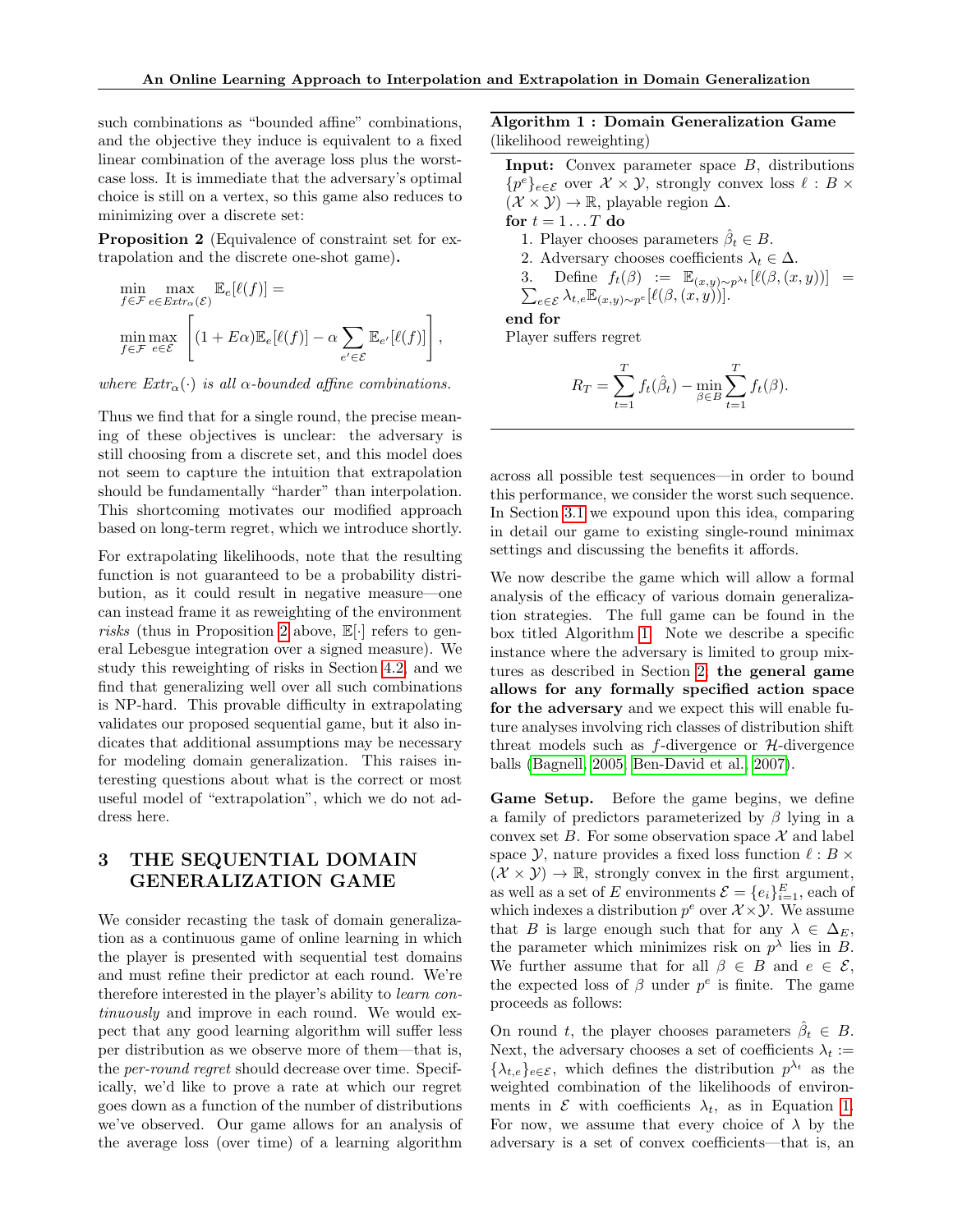such combinations as "bounded affine" combinations, and the objective they induce is equivalent to a fixed linear combination of the average loss plus the worst-case loss. It is immediate that the adversary's optimal choice is still on a vertex, so this game also reduces to minimizing over a discrete set:

**Proposition 2** (Equivalence of constraint set for extrapolation and the discrete one-shot game)**.**

$$\min_{f \in \mathcal{F}} \max_{e \in Extr_\alpha(\mathcal{E})} \mathbb{E}_e[\ell(f)] =$$

$$\min_{f \in \mathcal{F}} \max_{e \in \mathcal{E}} \left[ (1 + E\alpha)\mathbb{E}_e[\ell(f)] - \alpha \sum_{e' \in \mathcal{E}} \mathbb{E}_{e'}[\ell(f)] \right],$$

*where $Extr_\alpha(\cdot)$ is all $\alpha$-bounded affine combinations.*

Thus we find that for a single round, the precise meaning of these objectives is unclear: the adversary is still choosing from a discrete set, and this model does not seem to capture the intuition that extrapolation should be fundamentally "harder" than interpolation. This shortcoming motivates our modified approach based on long-term regret, which we introduce shortly.

For extrapolating likelihoods, note that the resulting function is not guaranteed to be a probability distribution, as it could result in negative measure—one can instead frame it as reweighting of the environment *risks* (thus in Proposition 2 above, $\mathbb{E}[\cdot]$ refers to general Lebesgue integration over a signed measure). We study this reweighting of risks in Section 4.2, and we find that generalizing well over all such combinations is NP-hard. This provable difficulty in extrapolating validates our proposed sequential game, but it also indicates that additional assumptions may be necessary for modeling domain generalization. This raises interesting questions about what is the correct or most useful model of "extrapolation", which we do not address here.

## 3 THE SEQUENTIAL DOMAIN GENERALIZATION GAME

We consider recasting the task of domain generalization as a continuous game of online learning in which the player is presented with sequential test domains and must refine their predictor at each round. We're therefore interested in the player's ability to *learn continuously* and improve in each round. We would expect that any good learning algorithm will suffer less per distribution as we observe more of them—that is, the *per-round regret* should decrease over time. Specifically, we'd like to prove a rate at which our regret goes down as a function of the number of distributions we've observed. Our game allows for an analysis of the average loss (over time) of a learning algorithm across all possible test sequences—in order to bound this performance, we consider the worst such sequence. In Section 3.1 we expound upon this idea, comparing in detail our game to existing single-round minimax settings and discussing the benefits it affords.

---

**Algorithm 1 : Domain Generalization Game** (likelihood reweighting)

---

**Input:** Convex parameter space $B$, distributions $\{p^e\}_{e \in \mathcal{E}}$ over $\mathcal{X} \times \mathcal{Y}$, strongly convex loss $\ell : B \times (\mathcal{X} \times \mathcal{Y}) \to \mathbb{R}$, playable region $\Delta$.

**for** $t = 1 \dots T$ **do**

1. Player chooses parameters $\hat{\beta}_t \in B$.
2. Adversary chooses coefficients $\lambda_t \in \Delta$.
3. Define $f_t(\beta) := \mathbb{E}_{(x,y)\sim p^{\lambda_t}}[\ell(\beta, (x, y))] = \sum_{e \in \mathcal{E}} \lambda_{t,e} \mathbb{E}_{(x,y)\sim p^e}[\ell(\beta, (x, y))]$.

**end for**

Player suffers regret

$$R_T = \sum_{t=1}^{T} f_t(\hat{\beta}_t) - \min_{\beta \in B} \sum_{t=1}^{T} f_t(\beta).$$

---

We now describe the game which will allow a formal analysis of the efficacy of various domain generalization strategies. The full game can be found in the box titled Algorithm 1. Note we describe a specific instance where the adversary is limited to group mixtures as described in Section 2; **the general game allows for any formally specified action space for the adversary** and we expect this will enable future analyses involving rich classes of distribution shift threat models such as $f$-divergence or $\mathcal{H}$-divergence balls (Bagnell, 2005; Ben-David et al., 2007).

**Game Setup.** Before the game begins, we define a family of predictors parameterized by $\beta$ lying in a convex set $B$. For some observation space $\mathcal{X}$ and label space $\mathcal{Y}$, nature provides a fixed loss function $\ell : B \times (\mathcal{X} \times \mathcal{Y}) \to \mathbb{R}$, strongly convex in the first argument, as well as a set of $E$ environments $\mathcal{E} = \{e_i\}_{i=1}^{E}$, each of which indexes a distribution $p^e$ over $\mathcal{X} \times \mathcal{Y}$. We assume that $B$ is large enough such that for any $\lambda \in \Delta_E$, the parameter which minimizes risk on $p^\lambda$ lies in $B$. We further assume that for all $\beta \in B$ and $e \in \mathcal{E}$, the expected loss of $\beta$ under $p^e$ is finite. The game proceeds as follows:

On round $t$, the player chooses parameters $\hat{\beta}_t \in B$. Next, the adversary chooses a set of coefficients $\lambda_t := \{\lambda_{t,e}\}_{e \in \mathcal{E}}$, which defines the distribution $p^{\lambda_t}$ as the weighted combination of the likelihoods of environments in $\mathcal{E}$ with coefficients $\lambda_t$, as in Equation 1. For now, we assume that every choice of $\lambda$ by the adversary is a set of convex coefficients—that is, an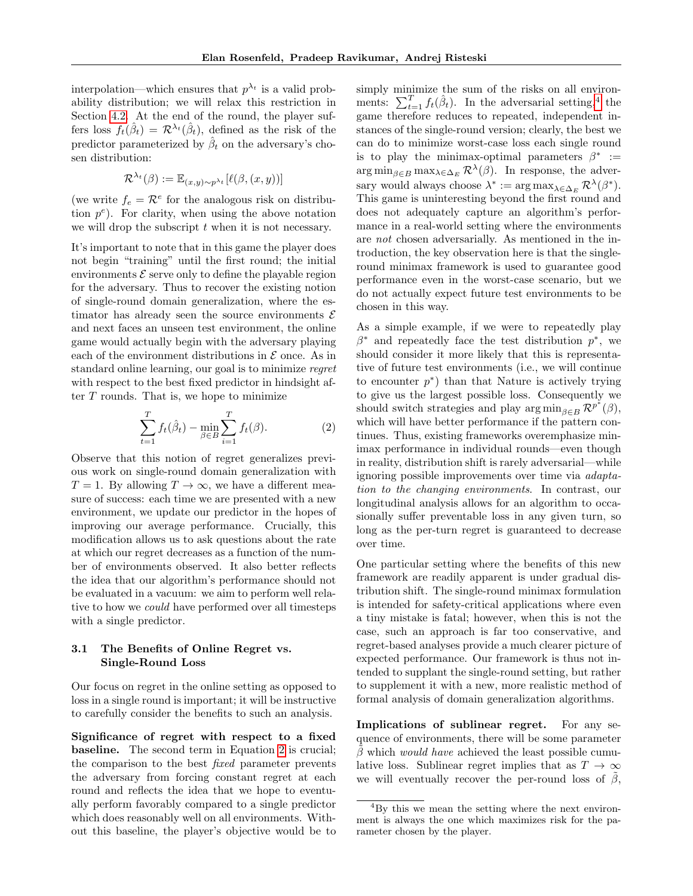interpolation—which ensures that $p^{\lambda_t}$ is a valid probability distribution; we will relax this restriction in Section 4.2. At the end of the round, the player suffers loss $f_t(\hat{\beta}_t) = \mathcal{R}^{\lambda_t}(\hat{\beta}_t)$, defined as the risk of the predictor parameterized by $\hat{\beta}_t$ on the adversary's chosen distribution:

$$\mathcal{R}^{\lambda_t}(\beta) := \mathbb{E}_{(x,y)\sim p^{\lambda_t}}[\ell(\beta, (x, y))]$$

(we write $f_e = \mathcal{R}^e$ for the analogous risk on distribution $p^e$). For clarity, when using the above notation we will drop the subscript $t$ when it is not necessary.

It's important to note that in this game the player does not begin "training" until the first round; the initial environments $\mathcal{E}$ serve only to define the playable region for the adversary. Thus to recover the existing notion of single-round domain generalization, where the estimator has already seen the source environments $\mathcal{E}$ and next faces an unseen test environment, the online game would actually begin with the adversary playing each of the environment distributions in $\mathcal{E}$ once. As in standard online learning, our goal is to minimize *regret* with respect to the best fixed predictor in hindsight after $T$ rounds. That is, we hope to minimize

$$\sum_{t=1}^{T} f_t(\hat{\beta}_t) - \min_{\beta\in B} \sum_{i=1}^{T} f_t(\beta). \tag{2}$$

Observe that this notion of regret generalizes previous work on single-round domain generalization with $T = 1$. By allowing $T \to \infty$, we have a different measure of success: each time we are presented with a new environment, we update our predictor in the hopes of improving our average performance. Crucially, this modification allows us to ask questions about the rate at which our regret decreases as a function of the number of environments observed. It also better reflects the idea that our algorithm's performance should not be evaluated in a vacuum: we aim to perform well relative to how we *could* have performed over all timesteps with a single predictor.

### 3.1 The Benefits of Online Regret vs. Single-Round Loss

Our focus on regret in the online setting as opposed to loss in a single round is important; it will be instructive to carefully consider the benefits to such an analysis.

**Significance of regret with respect to a fixed baseline.** The second term in Equation 2 is crucial; the comparison to the best *fixed* parameter prevents the adversary from forcing constant regret at each round and reflects the idea that we hope to eventually perform favorably compared to a single predictor which does reasonably well on all environments. Without this baseline, the player's objective would be to simply minimize the sum of the risks on all environments: $\sum_{t=1}^{T} f_t(\hat{\beta}_t)$. In the adversarial setting,[4] the game therefore reduces to repeated, independent instances of the single-round version; clearly, the best we can do to minimize worst-case loss each single round is to play the minimax-optimal parameters $\beta^* := \arg\min_{\beta\in B}\max_{\lambda\in\Delta_E}\mathcal{R}^{\lambda}(\beta)$. In response, the adversary would always choose $\lambda^* := \arg\max_{\lambda\in\Delta_E}\mathcal{R}^{\lambda}(\beta^*)$. This game is uninteresting beyond the first round and does not adequately capture an algorithm's performance in a real-world setting where the environments are *not* chosen adversarially. As mentioned in the introduction, the key observation here is that the single-round minimax framework is used to guarantee good performance even in the worst-case scenario, but we do not actually expect future test environments to be chosen in this way.

As a simple example, if we were to repeatedly play $\beta^*$ and repeatedly face the test distribution $p^*$, we should consider it more likely that this is representative of future test environments (i.e., we will continue to encounter $p^*$) than that Nature is actively trying to give us the largest possible loss. Consequently we should switch strategies and play $\arg\min_{\beta\in B}\mathcal{R}^{p^*}(\beta)$, which will have better performance if the pattern continues. Thus, existing frameworks overemphasize minimax performance in individual rounds—even though in reality, distribution shift is rarely adversarial—while ignoring possible improvements over time via *adaptation to the changing environments*. In contrast, our longitudinal analysis allows for an algorithm to occasionally suffer preventable loss in any given turn, so long as the per-turn regret is guaranteed to decrease over time.

One particular setting where the benefits of this new framework are readily apparent is under gradual distribution shift. The single-round minimax formulation is intended for safety-critical applications where even a tiny mistake is fatal; however, when this is not the case, such an approach is far too conservative, and regret-based analyses provide a much clearer picture of expected performance. Our framework is thus not intended to supplant the single-round setting, but rather to supplement it with a new, more realistic method of formal analysis of domain generalization algorithms.

**Implications of sublinear regret.** For any sequence of environments, there will be some parameter $\tilde{\beta}$ which *would have* achieved the least possible cumulative loss. Sublinear regret implies that as $T \to \infty$ we will eventually recover the per-round loss of $\tilde{\beta}$,

[4] By this we mean the setting where the next environment is always the one which maximizes risk for the parameter chosen by the player.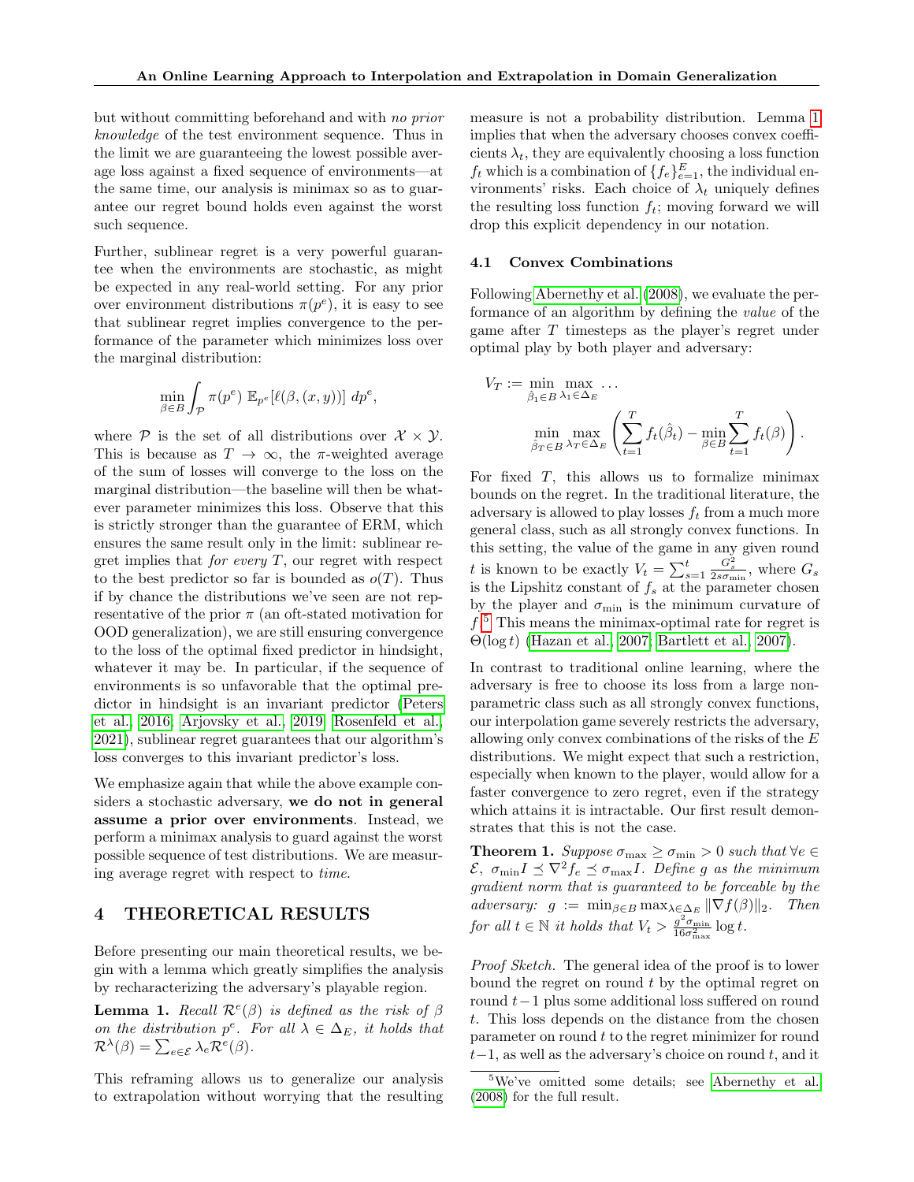but without committing beforehand and with *no prior knowledge* of the test environment sequence. Thus in the limit we are guaranteeing the lowest possible average loss against a fixed sequence of environments—at the same time, our analysis is minimax so as to guarantee our regret bound holds even against the worst such sequence.

Further, sublinear regret is a very powerful guarantee when the environments are stochastic, as might be expected in any real-world setting. For any prior over environment distributions $\pi(p^e)$, it is easy to see that sublinear regret implies convergence to the performance of the parameter which minimizes loss over the marginal distribution:

$$\min_{\beta \in B} \int_{\mathcal{P}} \pi(p^e)\ \mathbb{E}_{p^e}[\ell(\beta, (x, y))]\ dp^e,$$

where $\mathcal{P}$ is the set of all distributions over $\mathcal{X} \times \mathcal{Y}$. This is because as $T \to \infty$, the $\pi$-weighted average of the sum of losses will converge to the loss on the marginal distribution—the baseline will then be whatever parameter minimizes this loss. Observe that this is strictly stronger than the guarantee of ERM, which ensures the same result only in the limit: sublinear regret implies that *for every* $T$, our regret with respect to the best predictor so far is bounded as $o(T)$. Thus if by chance the distributions we've seen are not representative of the prior $\pi$ (an oft-stated motivation for OOD generalization), we are still ensuring convergence to the loss of the optimal fixed predictor in hindsight, whatever it may be. In particular, if the sequence of environments is so unfavorable that the optimal predictor in hindsight is an invariant predictor (Peters et al., 2016; Arjovsky et al., 2019; Rosenfeld et al., 2021), sublinear regret guarantees that our algorithm's loss converges to this invariant predictor's loss.

We emphasize again that while the above example considers a stochastic adversary, **we do not in general assume a prior over environments**. Instead, we perform a minimax analysis to guard against the worst possible sequence of test distributions. We are measuring average regret with respect to *time*.

# 4 THEORETICAL RESULTS

Before presenting our main theoretical results, we begin with a lemma which greatly simplifies the analysis by recharacterizing the adversary's playable region.

**Lemma 1.** *Recall $\mathcal{R}^e(\beta)$ is defined as the risk of $\beta$ on the distribution $p^e$. For all $\lambda \in \Delta_E$, it holds that $\mathcal{R}^\lambda(\beta) = \sum_{e\in\mathcal{E}} \lambda_e \mathcal{R}^e(\beta)$.*

This reframing allows us to generalize our analysis to extrapolation without worrying that the resulting measure is not a probability distribution. Lemma 1 implies that when the adversary chooses convex coefficients $\lambda_t$, they are equivalently choosing a loss function $f_t$ which is a combination of $\{f_e\}_{e=1}^E$, the individual environments' risks. Each choice of $\lambda_t$ uniquely defines the resulting loss function $f_t$; moving forward we will drop this explicit dependency in our notation.

## 4.1 Convex Combinations

Following Abernethy et al. (2008), we evaluate the performance of an algorithm by defining the *value* of the game after $T$ timesteps as the player's regret under optimal play by both player and adversary:

$$V_T := \min_{\hat{\beta}_1 \in B} \max_{\lambda_1 \in \Delta_E} \dots \min_{\hat{\beta}_T \in B} \max_{\lambda_T \in \Delta_E} \left( \sum_{t=1}^T f_t(\hat{\beta}_t) - \min_{\beta \in B} \sum_{t=1}^T f_t(\beta) \right).$$

For fixed $T$, this allows us to formalize minimax bounds on the regret. In the traditional literature, the adversary is allowed to play losses $f_t$ from a much more general class, such as all strongly convex functions. In this setting, the value of the game in any given round $t$ is known to be exactly $V_t = \sum_{s=1}^t \frac{G_s^2}{2s\sigma_{\min}}$, where $G_s$ is the Lipshitz constant of $f_s$ at the parameter chosen by the player and $\sigma_{\min}$ is the minimum curvature of $f$.[5] This means the minimax-optimal rate for regret is $\Theta(\log t)$ (Hazan et al., 2007; Bartlett et al., 2007).

In contrast to traditional online learning, where the adversary is free to choose its loss from a large nonparametric class such as all strongly convex functions, our interpolation game severely restricts the adversary, allowing only convex combinations of the risks of the $E$ distributions. We might expect that such a restriction, especially when known to the player, would allow for a faster convergence to zero regret, even if the strategy which attains it is intractable. Our first result demonstrates that this is not the case.

**Theorem 1.** *Suppose $\sigma_{\max} \geq \sigma_{\min} > 0$ such that $\forall e \in \mathcal{E},\ \sigma_{\min} I \preceq \nabla^2 f_e \preceq \sigma_{\max} I$. Define $g$ as the minimum gradient norm that is guaranteed to be forceable by the adversary: $g := \min_{\beta\in B} \max_{\lambda \in \Delta_E} \|\nabla f(\beta)\|_2$. Then for all $t \in \mathbb{N}$ it holds that $V_t > \frac{g^2 \sigma_{\min}}{16\sigma_{\max}^2} \log t$.*

*Proof Sketch.* The general idea of the proof is to lower bound the regret on round $t$ by the optimal regret on round $t-1$ plus some additional loss suffered on round $t$. This loss depends on the distance from the chosen parameter on round $t$ to the regret minimizer for round $t-1$, as well as the adversary's choice on round $t$, and it

[5] We've omitted some details; see Abernethy et al. (2008) for the full result.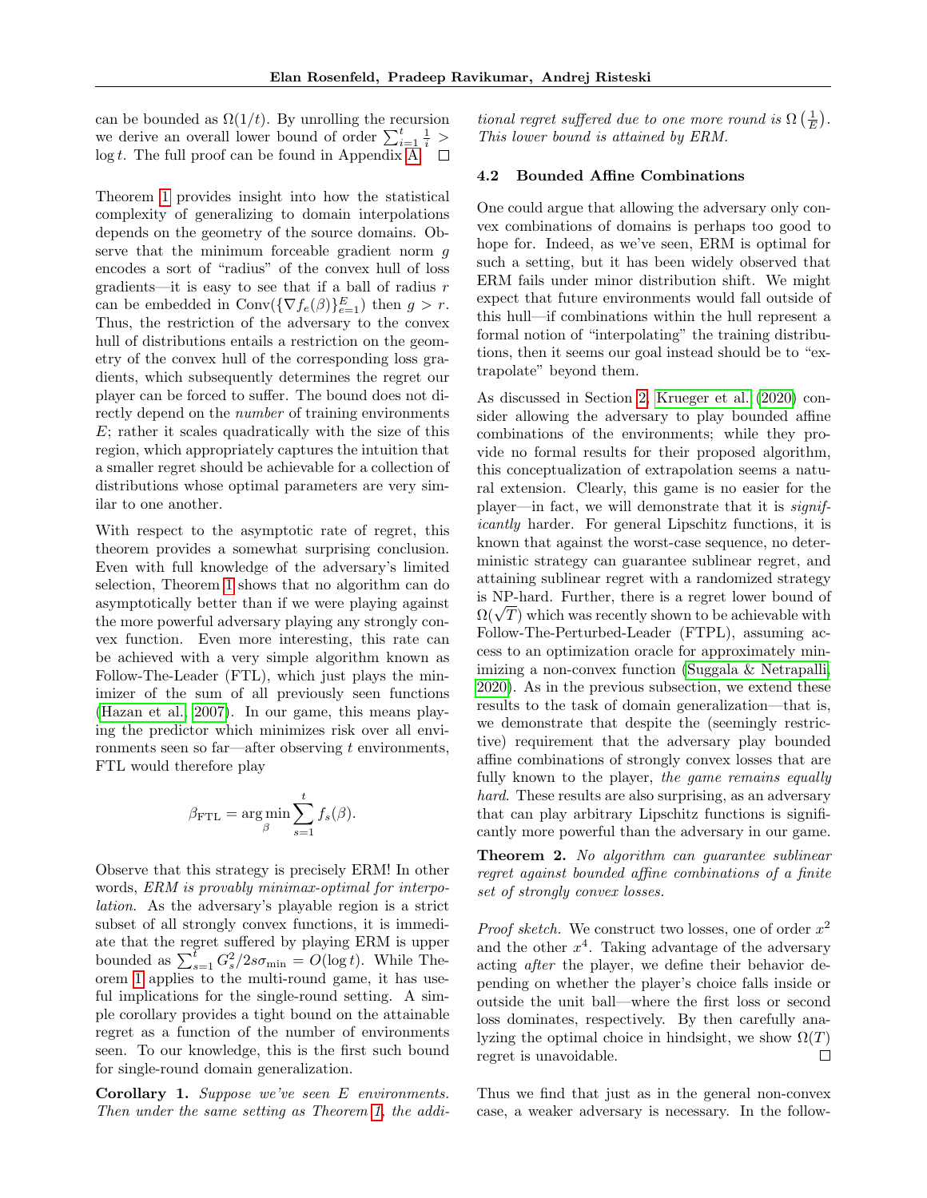can be bounded as $\Omega(1/t)$. By unrolling the recursion we derive an overall lower bound of order $\sum_{i=1}^{t} \frac{1}{i} > \log t$. The full proof can be found in Appendix A. $\square$

Theorem 1 provides insight into how the statistical complexity of generalizing to domain interpolations depends on the geometry of the source domains. Observe that the minimum forceable gradient norm $g$ encodes a sort of "radius" of the convex hull of loss gradients—it is easy to see that if a ball of radius $r$ can be embedded in $\text{Conv}(\{\nabla f_e(\beta)\}_{e=1}^{E})$ then $g > r$. Thus, the restriction of the adversary to the convex hull of distributions entails a restriction on the geometry of the convex hull of the corresponding loss gradients, which subsequently determines the regret our player can be forced to suffer. The bound does not directly depend on the *number* of training environments $E$; rather it scales quadratically with the size of this region, which appropriately captures the intuition that a smaller regret should be achievable for a collection of distributions whose optimal parameters are very similar to one another.

With respect to the asymptotic rate of regret, this theorem provides a somewhat surprising conclusion. Even with full knowledge of the adversary's limited selection, Theorem 1 shows that no algorithm can do asymptotically better than if we were playing against the more powerful adversary playing any strongly convex function. Even more interesting, this rate can be achieved with a very simple algorithm known as Follow-The-Leader (FTL), which just plays the minimizer of the sum of all previously seen functions (Hazan et al., 2007). In our game, this means playing the predictor which minimizes risk over all environments seen so far—after observing $t$ environments, FTL would therefore play

$$\beta_{\text{FTL}} = \arg\min_{\beta} \sum_{s=1}^{t} f_s(\beta).$$

Observe that this strategy is precisely ERM! In other words, *ERM is provably minimax-optimal for interpolation*. As the adversary's playable region is a strict subset of all strongly convex functions, it is immediate that the regret suffered by playing ERM is upper bounded as $\sum_{s=1}^{t} G_s^2/2s\sigma_{\min} = O(\log t)$. While Theorem 1 applies to the multi-round game, it has useful implications for the single-round setting. A simple corollary provides a tight bound on the attainable regret as a function of the number of environments seen. To our knowledge, this is the first such bound for single-round domain generalization.

**Corollary 1.** *Suppose we've seen $E$ environments. Then under the same setting as Theorem 1, the additional regret suffered due to one more round is $\Omega\left(\frac{1}{E}\right)$. This lower bound is attained by ERM.*

### 4.2 Bounded Affine Combinations

One could argue that allowing the adversary only convex combinations of domains is perhaps too good to hope for. Indeed, as we've seen, ERM is optimal for such a setting, but it has been widely observed that ERM fails under minor distribution shift. We might expect that future environments would fall outside of this hull—if combinations within the hull represent a formal notion of "interpolating" the training distributions, then it seems our goal instead should be to "extrapolate" beyond them.

As discussed in Section 2, Krueger et al. (2020) consider allowing the adversary to play bounded affine combinations of the environments; while they provide no formal results for their proposed algorithm, this conceptualization of extrapolation seems a natural extension. Clearly, this game is no easier for the player—in fact, we will demonstrate that it is *significantly* harder. For general Lipschitz functions, it is known that against the worst-case sequence, no deterministic strategy can guarantee sublinear regret, and attaining sublinear regret with a randomized strategy is NP-hard. Further, there is a regret lower bound of $\Omega(\sqrt{T})$ which was recently shown to be achievable with Follow-The-Perturbed-Leader (FTPL), assuming access to an optimization oracle for approximately minimizing a non-convex function (Suggala & Netrapalli, 2020). As in the previous subsection, we extend these results to the task of domain generalization—that is, we demonstrate that despite the (seemingly restrictive) requirement that the adversary play bounded affine combinations of strongly convex losses that are fully known to the player, *the game remains equally hard*. These results are also surprising, as an adversary that can play arbitrary Lipschitz functions is significantly more powerful than the adversary in our game.

**Theorem 2.** *No algorithm can guarantee sublinear regret against bounded affine combinations of a finite set of strongly convex losses.*

*Proof sketch.* We construct two losses, one of order $x^2$ and the other $x^4$. Taking advantage of the adversary acting *after* the player, we define their behavior depending on whether the player's choice falls inside or outside the unit ball—where the first loss or second loss dominates, respectively. By then carefully analyzing the optimal choice in hindsight, we show $\Omega(T)$ regret is unavoidable. $\square$

Thus we find that just as in the general non-convex case, a weaker adversary is necessary. In the follow-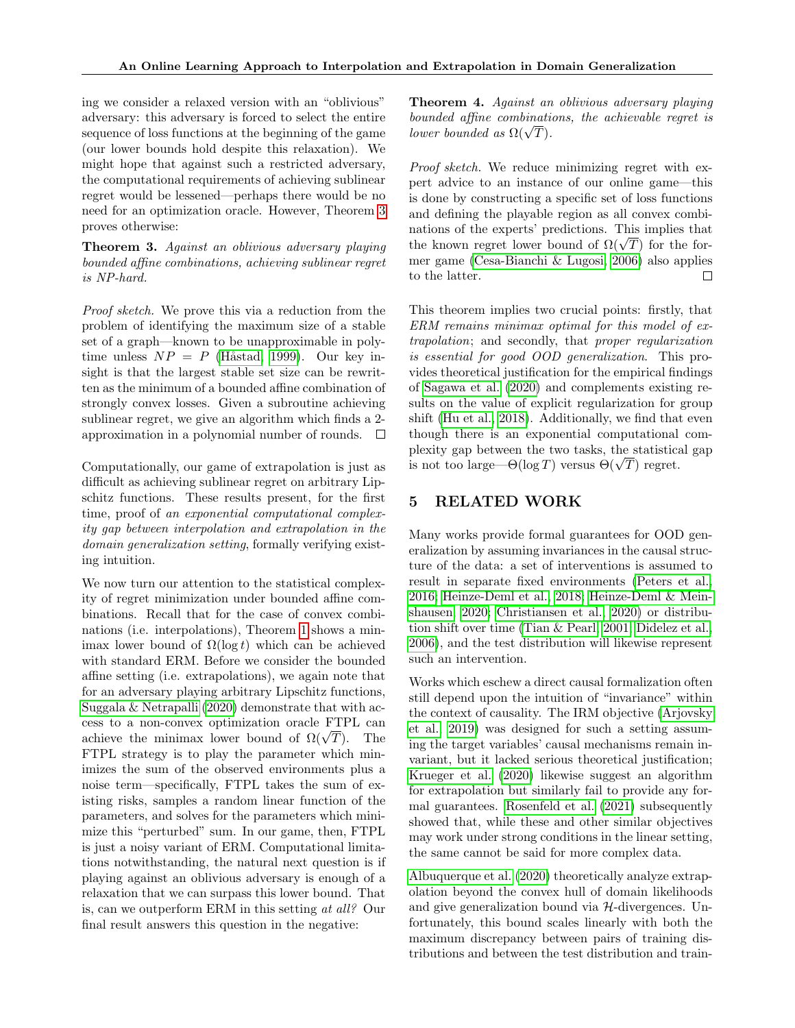ing we consider a relaxed version with an "oblivious" adversary: this adversary is forced to select the entire sequence of loss functions at the beginning of the game (our lower bounds hold despite this relaxation). We might hope that against such a restricted adversary, the computational requirements of achieving sublinear regret would be lessened—perhaps there would be no need for an optimization oracle. However, Theorem 3 proves otherwise:

**Theorem 3.** *Against an oblivious adversary playing bounded affine combinations, achieving sublinear regret is NP-hard.*

*Proof sketch.* We prove this via a reduction from the problem of identifying the maximum size of a stable set of a graph—known to be unapproximable in poly-time unless $NP = P$ (Håstad, 1999). Our key insight is that the largest stable set size can be rewritten as the minimum of a bounded affine combination of strongly convex losses. Given a subroutine achieving sublinear regret, we give an algorithm which finds a 2-approximation in a polynomial number of rounds. □

Computationally, our game of extrapolation is just as difficult as achieving sublinear regret on arbitrary Lipschitz functions. These results present, for the first time, proof of *an exponential computational complexity gap between interpolation and extrapolation in the domain generalization setting*, formally verifying existing intuition.

We now turn our attention to the statistical complexity of regret minimization under bounded affine combinations. Recall that for the case of convex combinations (i.e. interpolations), Theorem 1 shows a minimax lower bound of $\Omega(\log t)$ which can be achieved with standard ERM. Before we consider the bounded affine setting (i.e. extrapolations), we again note that for an adversary playing arbitrary Lipschitz functions, Suggala & Netrapalli (2020) demonstrate that with access to a non-convex optimization oracle FTPL can achieve the minimax lower bound of $\Omega(\sqrt{T})$. The FTPL strategy is to play the parameter which minimizes the sum of the observed environments plus a noise term—specifically, FTPL takes the sum of existing risks, samples a random linear function of the parameters, and solves for the parameters which minimize this "perturbed" sum. In our game, then, FTPL is just a noisy variant of ERM. Computational limitations notwithstanding, the natural next question is if playing against an oblivious adversary is enough of a relaxation that we can surpass this lower bound. That is, can we outperform ERM in this setting *at all?* Our final result answers this question in the negative:

**Theorem 4.** *Against an oblivious adversary playing bounded affine combinations, the achievable regret is lower bounded as $\Omega(\sqrt{T})$.*

*Proof sketch.* We reduce minimizing regret with expert advice to an instance of our online game—this is done by constructing a specific set of loss functions and defining the playable region as all convex combinations of the experts' predictions. This implies that the known regret lower bound of $\Omega(\sqrt{T})$ for the former game (Cesa-Bianchi & Lugosi, 2006) also applies to the latter. □

This theorem implies two crucial points: firstly, that *ERM remains minimax optimal for this model of extrapolation*; and secondly, that *proper regularization is essential for good OOD generalization*. This provides theoretical justification for the empirical findings of Sagawa et al. (2020) and complements existing results on the value of explicit regularization for group shift (Hu et al., 2018). Additionally, we find that even though there is an exponential computational complexity gap between the two tasks, the statistical gap is not too large—$\Theta(\log T)$ versus $\Theta(\sqrt{T})$ regret.

## 5 RELATED WORK

Many works provide formal guarantees for OOD generalization by assuming invariances in the causal structure of the data: a set of interventions is assumed to result in separate fixed environments (Peters et al., 2016; Heinze-Deml et al., 2018; Heinze-Deml & Meinshausen, 2020; Christiansen et al., 2020) or distribution shift over time (Tian & Pearl, 2001; Didelez et al., 2006), and the test distribution will likewise represent such an intervention.

Works which eschew a direct causal formalization often still depend upon the intuition of "invariance" within the context of causality. The IRM objective (Arjovsky et al., 2019) was designed for such a setting assuming the target variables' causal mechanisms remain invariant, but it lacked serious theoretical justification; Krueger et al. (2020) likewise suggest an algorithm for extrapolation but similarly fail to provide any formal guarantees. Rosenfeld et al. (2021) subsequently showed that, while these and other similar objectives may work under strong conditions in the linear setting, the same cannot be said for more complex data.

Albuquerque et al. (2020) theoretically analyze extrapolation beyond the convex hull of domain likelihoods and give generalization bound via $\mathcal{H}$-divergences. Unfortunately, this bound scales linearly with both the maximum discrepancy between pairs of training distributions and between the test distribution and train-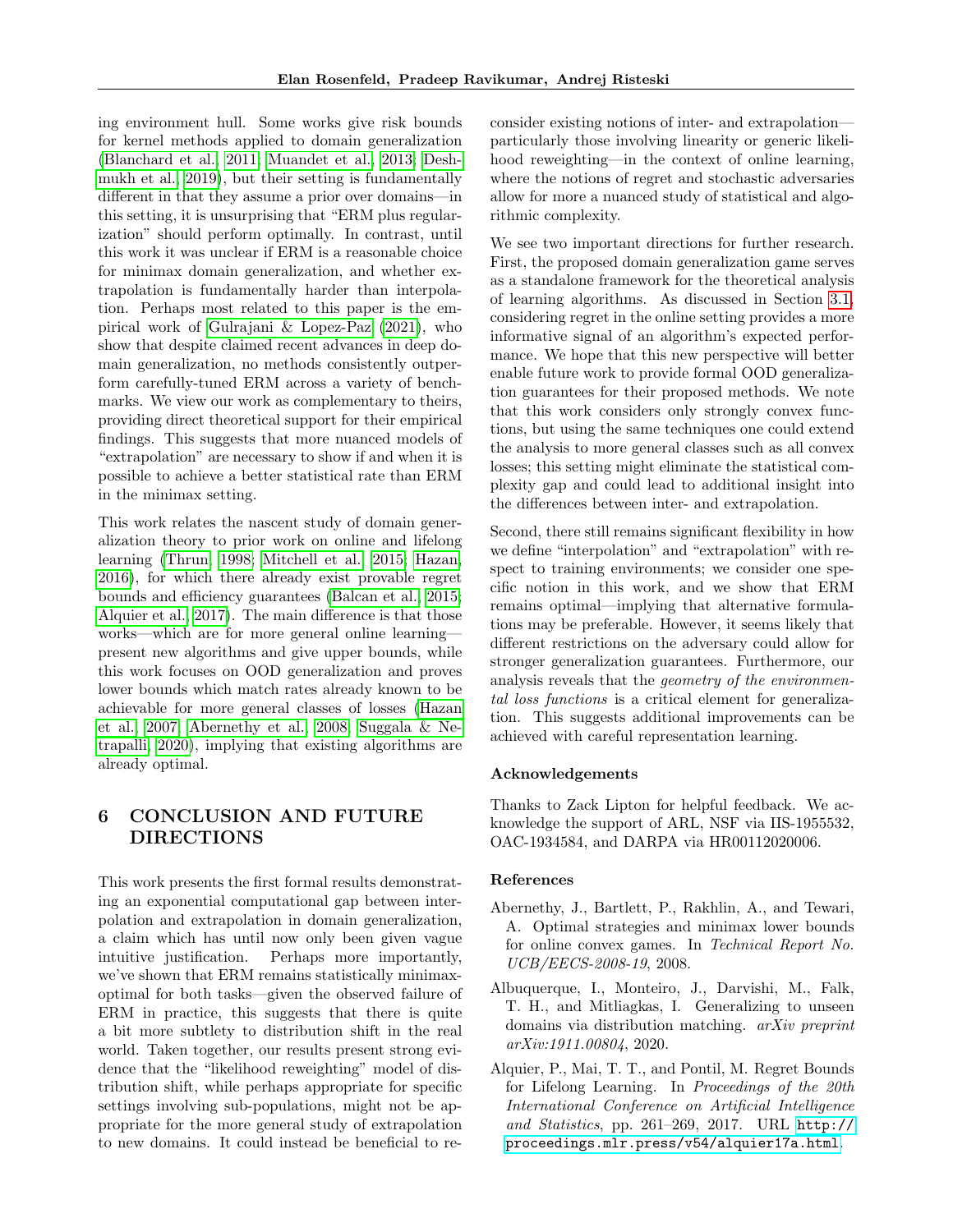ing environment hull. Some works give risk bounds for kernel methods applied to domain generalization (Blanchard et al., 2011; Muandet et al., 2013; Deshmukh et al., 2019), but their setting is fundamentally different in that they assume a prior over domains—in this setting, it is unsurprising that "ERM plus regularization" should perform optimally. In contrast, until this work it was unclear if ERM is a reasonable choice for minimax domain generalization, and whether extrapolation is fundamentally harder than interpolation. Perhaps most related to this paper is the empirical work of Gulrajani & Lopez-Paz (2021), who show that despite claimed recent advances in deep domain generalization, no methods consistently outperform carefully-tuned ERM across a variety of benchmarks. We view our work as complementary to theirs, providing direct theoretical support for their empirical findings. This suggests that more nuanced models of "extrapolation" are necessary to show if and when it is possible to achieve a better statistical rate than ERM in the minimax setting.

This work relates the nascent study of domain generalization theory to prior work on online and lifelong learning (Thrun, 1998; Mitchell et al., 2015; Hazan, 2016), for which there already exist provable regret bounds and efficiency guarantees (Balcan et al., 2015; Alquier et al., 2017). The main difference is that those works—which are for more general online learning—present new algorithms and give upper bounds, while this work focuses on OOD generalization and proves lower bounds which match rates already known to be achievable for more general classes of losses (Hazan et al., 2007; Abernethy et al., 2008; Suggala & Netrapalli, 2020), implying that existing algorithms are already optimal.

# 6 CONCLUSION AND FUTURE DIRECTIONS

This work presents the first formal results demonstrating an exponential computational gap between interpolation and extrapolation in domain generalization, a claim which has until now only been given vague intuitive justification. Perhaps more importantly, we've shown that ERM remains statistically minimax-optimal for both tasks—given the observed failure of ERM in practice, this suggests that there is quite a bit more subtlety to distribution shift in the real world. Taken together, our results present strong evidence that the "likelihood reweighting" model of distribution shift, while perhaps appropriate for specific settings involving sub-populations, might not be appropriate for the more general study of extrapolation to new domains. It could instead be beneficial to reconsider existing notions of inter- and extrapolation—particularly those involving linearity or generic likelihood reweighting—in the context of online learning, where the notions of regret and stochastic adversaries allow for more a nuanced study of statistical and algorithmic complexity.

We see two important directions for further research. First, the proposed domain generalization game serves as a standalone framework for the theoretical analysis of learning algorithms. As discussed in Section 3.1, considering regret in the online setting provides a more informative signal of an algorithm's expected performance. We hope that this new perspective will better enable future work to provide formal OOD generalization guarantees for their proposed methods. We note that this work considers only strongly convex functions, but using the same techniques one could extend the analysis to more general classes such as all convex losses; this setting might eliminate the statistical complexity gap and could lead to additional insight into the differences between inter- and extrapolation.

Second, there still remains significant flexibility in how we define "interpolation" and "extrapolation" with respect to training environments; we consider one specific notion in this work, and we show that ERM remains optimal—implying that alternative formulations may be preferable. However, it seems likely that different restrictions on the adversary could allow for stronger generalization guarantees. Furthermore, our analysis reveals that the *geometry of the environmental loss functions* is a critical element for generalization. This suggests additional improvements can be achieved with careful representation learning.

### Acknowledgements

Thanks to Zack Lipton for helpful feedback. We acknowledge the support of ARL, NSF via IIS-1955532, OAC-1934584, and DARPA via HR00112020006.

### References

Abernethy, J., Bartlett, P., Rakhlin, A., and Tewari, A. Optimal strategies and minimax lower bounds for online convex games. In *Technical Report No. UCB/EECS-2008-19*, 2008.

Albuquerque, I., Monteiro, J., Darvishi, M., Falk, T. H., and Mitliagkas, I. Generalizing to unseen domains via distribution matching. *arXiv preprint arXiv:1911.00804*, 2020.

Alquier, P., Mai, T. T., and Pontil, M. Regret Bounds for Lifelong Learning. In *Proceedings of the 20th International Conference on Artificial Intelligence and Statistics*, pp. 261–269, 2017. URL http://proceedings.mlr.press/v54/alquier17a.html.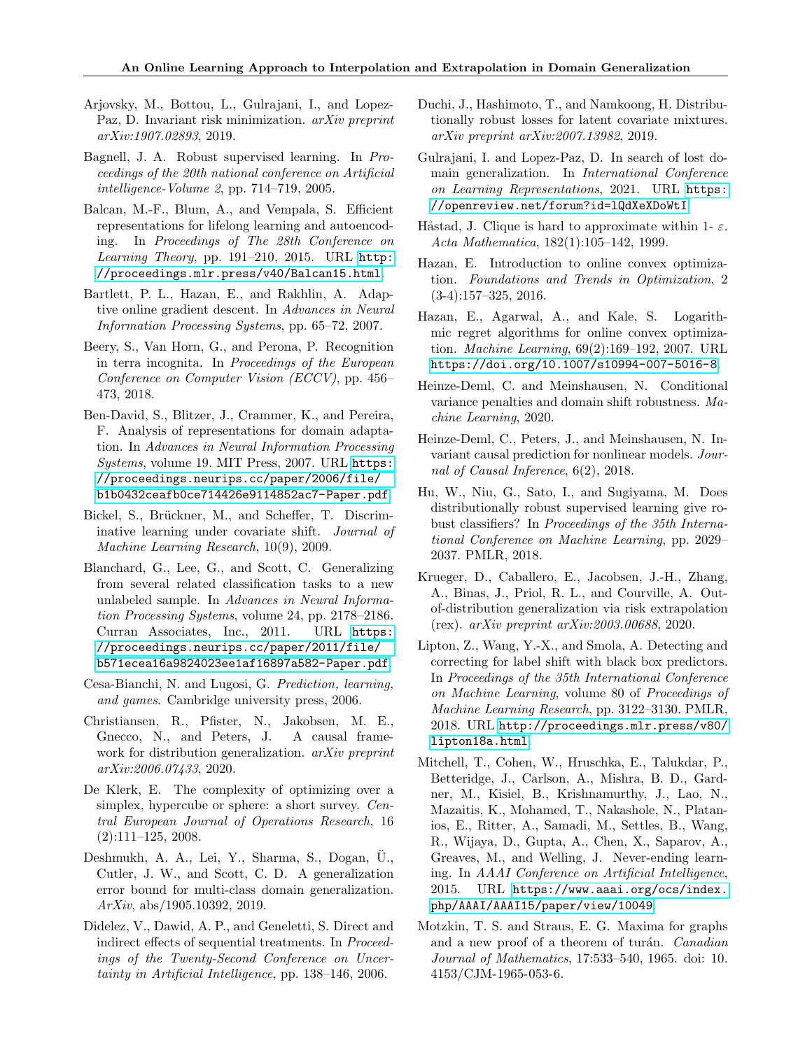Arjovsky, M., Bottou, L., Gulrajani, I., and Lopez-Paz, D. Invariant risk minimization. *arXiv preprint arXiv:1907.02893*, 2019.

Bagnell, J. A. Robust supervised learning. In *Proceedings of the 20th national conference on Artificial intelligence-Volume 2*, pp. 714–719, 2005.

Balcan, M.-F., Blum, A., and Vempala, S. Efficient representations for lifelong learning and autoencoding. In *Proceedings of The 28th Conference on Learning Theory*, pp. 191–210, 2015. URL http://proceedings.mlr.press/v40/Balcan15.html.

Bartlett, P. L., Hazan, E., and Rakhlin, A. Adaptive online gradient descent. In *Advances in Neural Information Processing Systems*, pp. 65–72, 2007.

Beery, S., Van Horn, G., and Perona, P. Recognition in terra incognita. In *Proceedings of the European Conference on Computer Vision (ECCV)*, pp. 456–473, 2018.

Ben-David, S., Blitzer, J., Crammer, K., and Pereira, F. Analysis of representations for domain adaptation. In *Advances in Neural Information Processing Systems*, volume 19. MIT Press, 2007. URL https://proceedings.neurips.cc/paper/2006/file/b1b0432ceafb0ce714426e9114852ac7-Paper.pdf.

Bickel, S., Brückner, M., and Scheffer, T. Discriminative learning under covariate shift. *Journal of Machine Learning Research*, 10(9), 2009.

Blanchard, G., Lee, G., and Scott, C. Generalizing from several related classification tasks to a new unlabeled sample. In *Advances in Neural Information Processing Systems*, volume 24, pp. 2178–2186. Curran Associates, Inc., 2011. URL https://proceedings.neurips.cc/paper/2011/file/b571ecea16a9824023ee1af16897a582-Paper.pdf.

Cesa-Bianchi, N. and Lugosi, G. *Prediction, learning, and games*. Cambridge university press, 2006.

Christiansen, R., Pfister, N., Jakobsen, M. E., Gnecco, N., and Peters, J. A causal framework for distribution generalization. *arXiv preprint arXiv:2006.07433*, 2020.

De Klerk, E. The complexity of optimizing over a simplex, hypercube or sphere: a short survey. *Central European Journal of Operations Research*, 16 (2):111–125, 2008.

Deshmukh, A. A., Lei, Y., Sharma, S., Dogan, Ü., Cutler, J. W., and Scott, C. D. A generalization error bound for multi-class domain generalization. *ArXiv*, abs/1905.10392, 2019.

Didelez, V., Dawid, A. P., and Geneletti, S. Direct and indirect effects of sequential treatments. In *Proceedings of the Twenty-Second Conference on Uncertainty in Artificial Intelligence*, pp. 138–146, 2006.

Duchi, J., Hashimoto, T., and Namkoong, H. Distributionally robust losses for latent covariate mixtures. *arXiv preprint arXiv:2007.13982*, 2019.

Gulrajani, I. and Lopez-Paz, D. In search of lost domain generalization. In *International Conference on Learning Representations*, 2021. URL https://openreview.net/forum?id=lQdXeXDoWtI.

Håstad, J. Clique is hard to approximate within 1- $\varepsilon$. *Acta Mathematica*, 182(1):105–142, 1999.

Hazan, E. Introduction to online convex optimization. *Foundations and Trends in Optimization*, 2 (3-4):157–325, 2016.

Hazan, E., Agarwal, A., and Kale, S. Logarithmic regret algorithms for online convex optimization. *Machine Learning*, 69(2):169–192, 2007. URL https://doi.org/10.1007/s10994-007-5016-8.

Heinze-Deml, C. and Meinshausen, N. Conditional variance penalties and domain shift robustness. *Machine Learning*, 2020.

Heinze-Deml, C., Peters, J., and Meinshausen, N. Invariant causal prediction for nonlinear models. *Journal of Causal Inference*, 6(2), 2018.

Hu, W., Niu, G., Sato, I., and Sugiyama, M. Does distributionally robust supervised learning give robust classifiers? In *Proceedings of the 35th International Conference on Machine Learning*, pp. 2029–2037. PMLR, 2018.

Krueger, D., Caballero, E., Jacobsen, J.-H., Zhang, A., Binas, J., Priol, R. L., and Courville, A. Out-of-distribution generalization via risk extrapolation (rex). *arXiv preprint arXiv:2003.00688*, 2020.

Lipton, Z., Wang, Y.-X., and Smola, A. Detecting and correcting for label shift with black box predictors. In *Proceedings of the 35th International Conference on Machine Learning*, volume 80 of *Proceedings of Machine Learning Research*, pp. 3122–3130. PMLR, 2018. URL http://proceedings.mlr.press/v80/lipton18a.html.

Mitchell, T., Cohen, W., Hruschka, E., Talukdar, P., Betteridge, J., Carlson, A., Mishra, B. D., Gardner, M., Kisiel, B., Krishnamurthy, J., Lao, N., Mazaitis, K., Mohamed, T., Nakashole, N., Platanios, E., Ritter, A., Samadi, M., Settles, B., Wang, R., Wijaya, D., Gupta, A., Chen, X., Saparov, A., Greaves, M., and Welling, J. Never-ending learning. In *AAAI Conference on Artificial Intelligence*, 2015. URL https://www.aaai.org/ocs/index.php/AAAI/AAAI15/paper/view/10049.

Motzkin, T. S. and Straus, E. G. Maxima for graphs and a new proof of a theorem of turán. *Canadian Journal of Mathematics*, 17:533–540, 1965. doi: 10.4153/CJM-1965-053-6.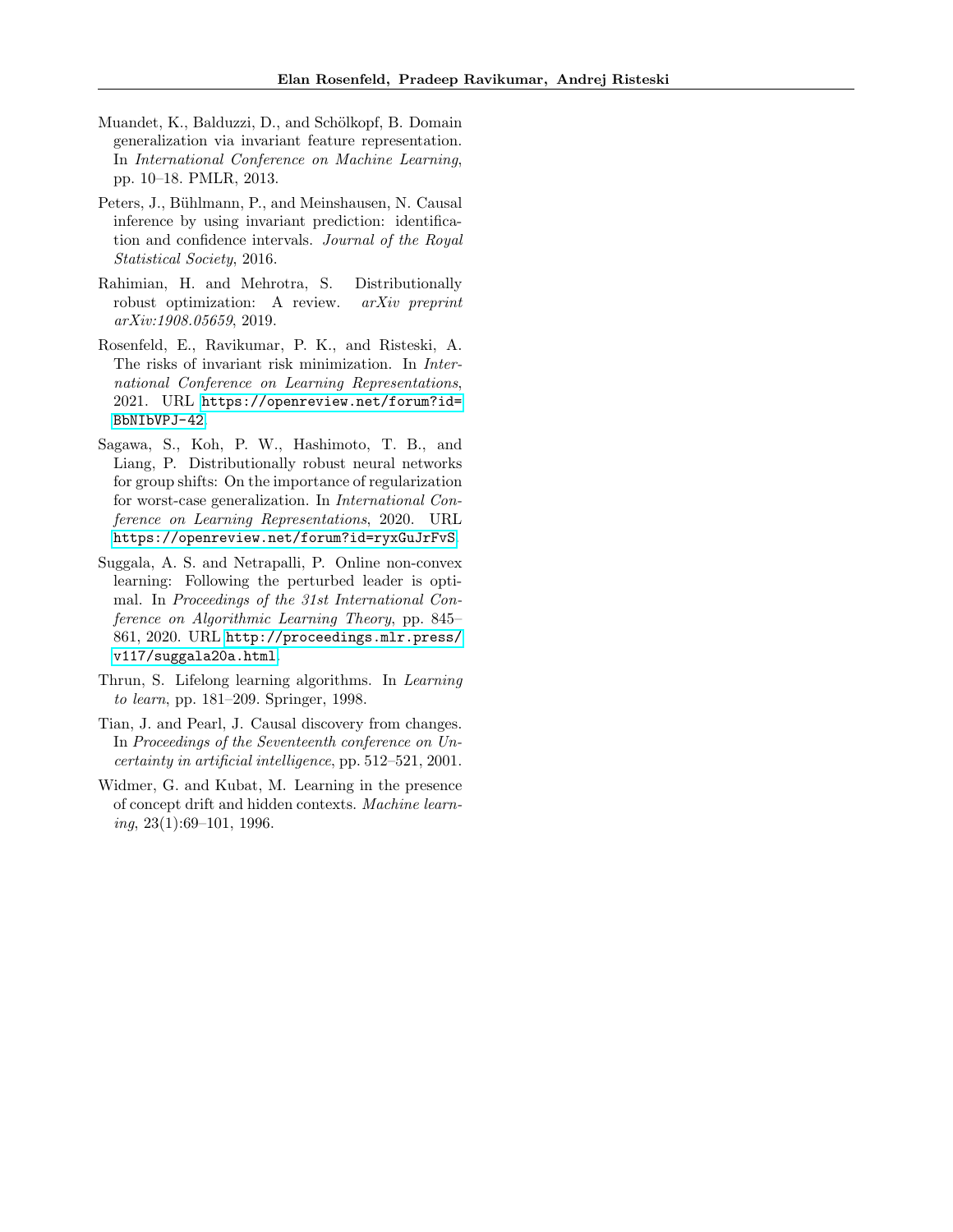Muandet, K., Balduzzi, D., and Schölkopf, B. Domain generalization via invariant feature representation. In *International Conference on Machine Learning*, pp. 10–18. PMLR, 2013.

Peters, J., Bühlmann, P., and Meinshausen, N. Causal inference by using invariant prediction: identification and confidence intervals. *Journal of the Royal Statistical Society*, 2016.

Rahimian, H. and Mehrotra, S. Distributionally robust optimization: A review. *arXiv preprint arXiv:1908.05659*, 2019.

Rosenfeld, E., Ravikumar, P. K., and Risteski, A. The risks of invariant risk minimization. In *International Conference on Learning Representations*, 2021. URL https://openreview.net/forum?id=BbNIbVPJ-42.

Sagawa, S., Koh, P. W., Hashimoto, T. B., and Liang, P. Distributionally robust neural networks for group shifts: On the importance of regularization for worst-case generalization. In *International Conference on Learning Representations*, 2020. URL https://openreview.net/forum?id=ryxGuJrFvS.

Suggala, A. S. and Netrapalli, P. Online non-convex learning: Following the perturbed leader is optimal. In *Proceedings of the 31st International Conference on Algorithmic Learning Theory*, pp. 845–861, 2020. URL http://proceedings.mlr.press/v117/suggala20a.html.

Thrun, S. Lifelong learning algorithms. In *Learning to learn*, pp. 181–209. Springer, 1998.

Tian, J. and Pearl, J. Causal discovery from changes. In *Proceedings of the Seventeenth conference on Uncertainty in artificial intelligence*, pp. 512–521, 2001.

Widmer, G. and Kubat, M. Learning in the presence of concept drift and hidden contexts. *Machine learning*, 23(1):69–101, 1996.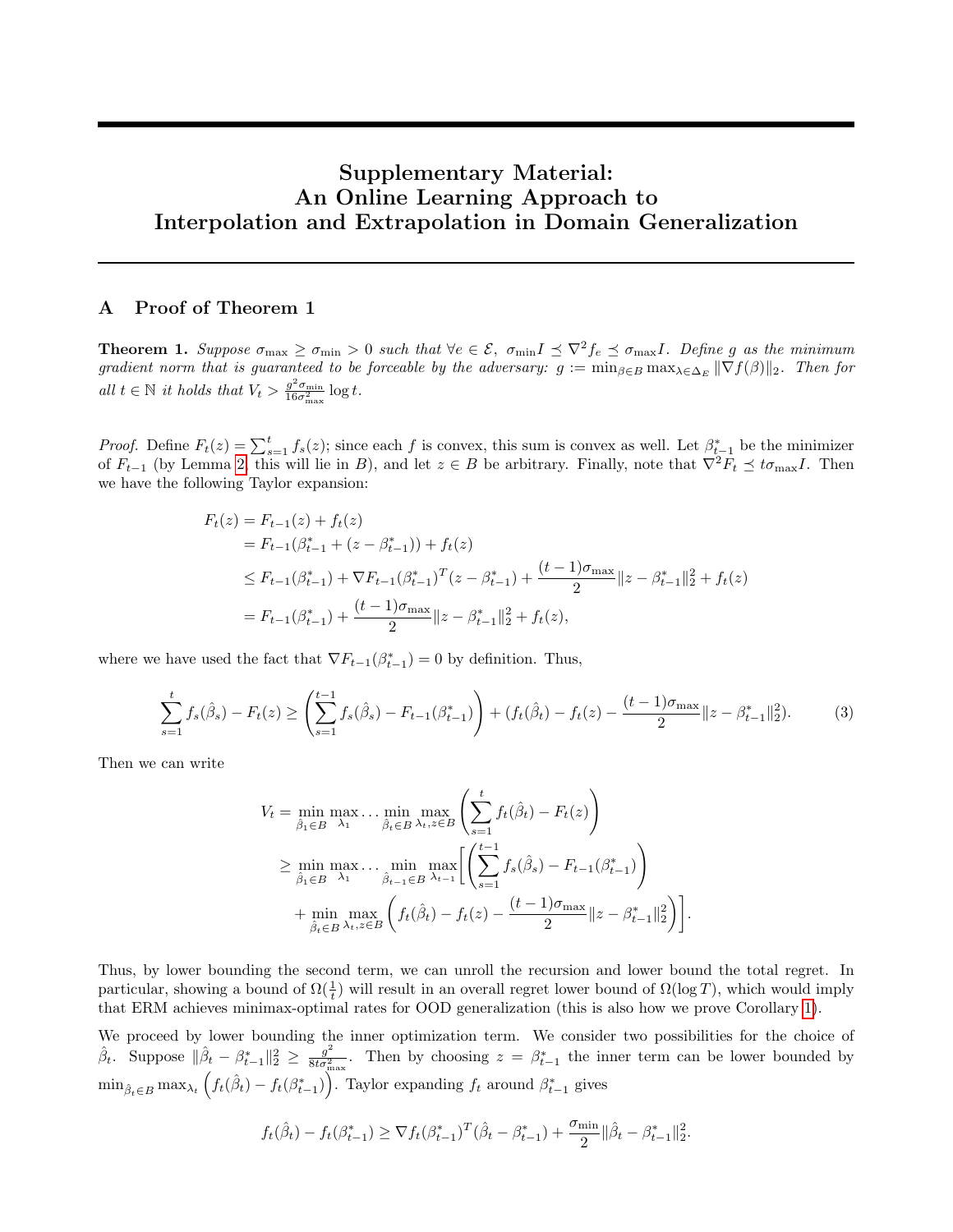# Supplementary Material: An Online Learning Approach to Interpolation and Extrapolation in Domain Generalization

## A Proof of Theorem 1

**Theorem 1.** *Suppose $\sigma_{\max} \geq \sigma_{\min} > 0$ such that $\forall e \in \mathcal{E}$, $\sigma_{\min} I \preceq \nabla^2 f_e \preceq \sigma_{\max} I$. Define $g$ as the minimum gradient norm that is guaranteed to be forceable by the adversary: $g := \min_{\beta \in B} \max_{\lambda \in \Delta_E} \|\nabla f(\beta)\|_2$. Then for all $t \in \mathbb{N}$ it holds that $V_t > \frac{g^2 \sigma_{\min}}{16\sigma_{\max}^2} \log t$.*

*Proof.* Define $F_t(z) = \sum_{s=1}^t f_s(z)$; since each $f$ is convex, this sum is convex as well. Let $\beta_{t-1}^*$ be the minimizer of $F_{t-1}$ (by Lemma 2, this will lie in $B$), and let $z \in B$ be arbitrary. Finally, note that $\nabla^2 F_t \preceq t\sigma_{\max} I$. Then we have the following Taylor expansion:

$$
\begin{aligned}
F_t(z) &= F_{t-1}(z) + f_t(z) \\
&= F_{t-1}(\beta_{t-1}^* + (z - \beta_{t-1}^*)) + f_t(z) \\
&\leq F_{t-1}(\beta_{t-1}^*) + \nabla F_{t-1}(\beta_{t-1}^*)^T (z - \beta_{t-1}^*) + \frac{(t-1)\sigma_{\max}}{2} \|z - \beta_{t-1}^*\|_2^2 + f_t(z) \\
&= F_{t-1}(\beta_{t-1}^*) + \frac{(t-1)\sigma_{\max}}{2} \|z - \beta_{t-1}^*\|_2^2 + f_t(z),
\end{aligned}
$$

where we have used the fact that $\nabla F_{t-1}(\beta_{t-1}^*) = 0$ by definition. Thus,

$$
\sum_{s=1}^t f_s(\hat{\beta}_s) - F_t(z) \geq \left( \sum_{s=1}^{t-1} f_s(\hat{\beta}_s) - F_{t-1}(\beta_{t-1}^*) \right) + (f_t(\hat{\beta}_t) - f_t(z) - \frac{(t-1)\sigma_{\max}}{2} \|z - \beta_{t-1}^*\|_2^2). \tag{3}
$$

Then we can write

$$
\begin{aligned}
V_t &= \min_{\hat{\beta}_1 \in B} \max_{\lambda_1} \ldots \min_{\hat{\beta}_t \in B} \max_{\lambda_t, z \in B} \left( \sum_{s=1}^t f_t(\hat{\beta}_t) - F_t(z) \right) \\
&\geq \min_{\hat{\beta}_1 \in B} \max_{\lambda_1} \ldots \min_{\hat{\beta}_{t-1} \in B} \max_{\lambda_{t-1}} \Bigg[ \left( \sum_{s=1}^{t-1} f_s(\hat{\beta}_s) - F_{t-1}(\beta_{t-1}^*) \right) \\
&\quad + \min_{\hat{\beta}_t \in B} \max_{\lambda_t, z \in B} \left( f_t(\hat{\beta}_t) - f_t(z) - \frac{(t-1)\sigma_{\max}}{2} \|z - \beta_{t-1}^*\|_2^2 \right) \Bigg].
\end{aligned}
$$

Thus, by lower bounding the second term, we can unroll the recursion and lower bound the total regret. In particular, showing a bound of $\Omega(\frac{1}{t})$ will result in an overall regret lower bound of $\Omega(\log T)$, which would imply that ERM achieves minimax-optimal rates for OOD generalization (this is also how we prove Corollary 1).

We proceed by lower bounding the inner optimization term. We consider two possibilities for the choice of $\hat{\beta}_t$. Suppose $\|\hat{\beta}_t - \beta_{t-1}^*\|_2^2 \geq \frac{g^2}{8t\sigma_{\max}^2}$. Then by choosing $z = \beta_{t-1}^*$ the inner term can be lower bounded by $\min_{\hat{\beta}_t \in B} \max_{\lambda_t} \left( f_t(\hat{\beta}_t) - f_t(\beta_{t-1}^*) \right)$. Taylor expanding $f_t$ around $\beta_{t-1}^*$ gives

$$
f_t(\hat{\beta}_t) - f_t(\beta_{t-1}^*) \geq \nabla f_t(\beta_{t-1}^*)^T (\hat{\beta}_t - \beta_{t-1}^*) + \frac{\sigma_{\min}}{2} \|\hat{\beta}_t - \beta_{t-1}^*\|_2^2.
$$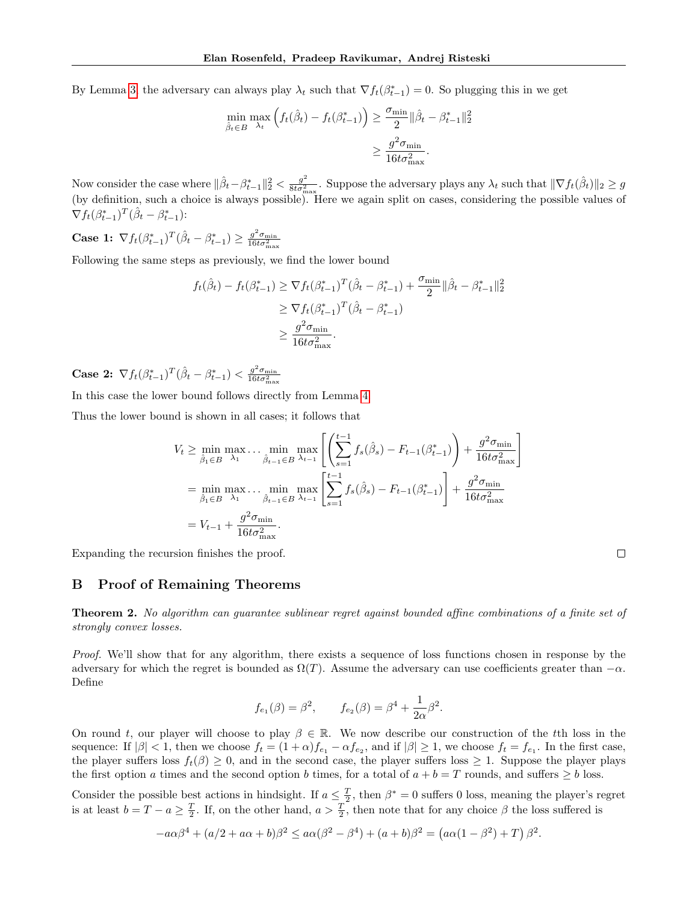By Lemma 3, the adversary can always play $\lambda_t$ such that $\nabla f_t(\beta^*_{t-1}) = 0$. So plugging this in we get

$$\min_{\hat{\beta}_t \in B} \max_{\lambda_t} \left( f_t(\hat{\beta}_t) - f_t(\beta^*_{t-1}) \right) \geq \frac{\sigma_{\min}}{2} \|\hat{\beta}_t - \beta^*_{t-1}\|_2^2$$
$$\geq \frac{g^2 \sigma_{\min}}{16 t \sigma^2_{\max}}.$$

Now consider the case where $\|\hat{\beta}_t - \beta^*_{t-1}\|_2^2 < \frac{g^2}{8t\sigma^2_{\max}}$. Suppose the adversary plays any $\lambda_t$ such that $\|\nabla f_t(\hat{\beta}_t)\|_2 \geq g$ (by definition, such a choice is always possible). Here we again split on cases, considering the possible values of $\nabla f_t(\beta^*_{t-1})^T(\hat{\beta}_t - \beta^*_{t-1})$:

**Case 1:** $\nabla f_t(\beta^*_{t-1})^T(\hat{\beta}_t - \beta^*_{t-1}) \geq \frac{g^2\sigma_{\min}}{16t\sigma^2_{\max}}$

Following the same steps as previously, we find the lower bound

$$f_t(\hat{\beta}_t) - f_t(\beta^*_{t-1}) \geq \nabla f_t(\beta^*_{t-1})^T(\hat{\beta}_t - \beta^*_{t-1}) + \frac{\sigma_{\min}}{2}\|\hat{\beta}_t - \beta^*_{t-1}\|_2^2$$
$$\geq \nabla f_t(\beta^*_{t-1})^T(\hat{\beta}_t - \beta^*_{t-1})$$
$$\geq \frac{g^2\sigma_{\min}}{16t\sigma^2_{\max}}.$$

**Case 2:** $\nabla f_t(\beta^*_{t-1})^T(\hat{\beta}_t - \beta^*_{t-1}) < \frac{g^2\sigma_{\min}}{16t\sigma^2_{\max}}$

In this case the lower bound follows directly from Lemma 4.

Thus the lower bound is shown in all cases; it follows that

$$V_t \geq \min_{\hat{\beta}_1 \in B} \max_{\lambda_1} \ldots \min_{\hat{\beta}_{t-1} \in B} \max_{\lambda_{t-1}} \left[ \left( \sum_{s=1}^{t-1} f_s(\hat{\beta}_s) - F_{t-1}(\beta^*_{t-1}) \right) + \frac{g^2\sigma_{\min}}{16t\sigma^2_{\max}} \right]$$
$$= \min_{\hat{\beta}_1 \in B} \max_{\lambda_1} \ldots \min_{\hat{\beta}_{t-1} \in B} \max_{\lambda_{t-1}} \left[ \sum_{s=1}^{t-1} f_s(\hat{\beta}_s) - F_{t-1}(\beta^*_{t-1}) \right] + \frac{g^2\sigma_{\min}}{16t\sigma^2_{\max}}$$
$$= V_{t-1} + \frac{g^2\sigma_{\min}}{16t\sigma^2_{\max}}.$$

Expanding the recursion finishes the proof. □

## B Proof of Remaining Theorems

**Theorem 2.** *No algorithm can guarantee sublinear regret against bounded affine combinations of a finite set of strongly convex losses.*

*Proof.* We'll show that for any algorithm, there exists a sequence of loss functions chosen in response by the adversary for which the regret is bounded as $\Omega(T)$. Assume the adversary can use coefficients greater than $-\alpha$. Define

$$f_{e_1}(\beta) = \beta^2, \qquad f_{e_2}(\beta) = \beta^4 + \frac{1}{2\alpha}\beta^2.$$

On round $t$, our player will choose to play $\beta \in \mathbb{R}$. We now describe our construction of the $t$th loss in the sequence: If $|\beta| < 1$, then we choose $f_t = (1+\alpha)f_{e_1} - \alpha f_{e_2}$, and if $|\beta| \geq 1$, we choose $f_t = f_{e_1}$. In the first case, the player suffers loss $f_t(\beta) \geq 0$, and in the second case, the player suffers loss $\geq 1$. Suppose the player plays the first option $a$ times and the second option $b$ times, for a total of $a + b = T$ rounds, and suffers $\geq b$ loss.

Consider the possible best actions in hindsight. If $a \leq \frac{T}{2}$, then $\beta^* = 0$ suffers 0 loss, meaning the player's regret is at least $b = T - a \geq \frac{T}{2}$. If, on the other hand, $a > \frac{T}{2}$, then note that for any choice $\beta$ the loss suffered is

$$-a\alpha\beta^4 + (a/2 + a\alpha + b)\beta^2 \leq a\alpha(\beta^2 - \beta^4) + (a+b)\beta^2 = \left(a\alpha(1-\beta^2) + T\right)\beta^2.$$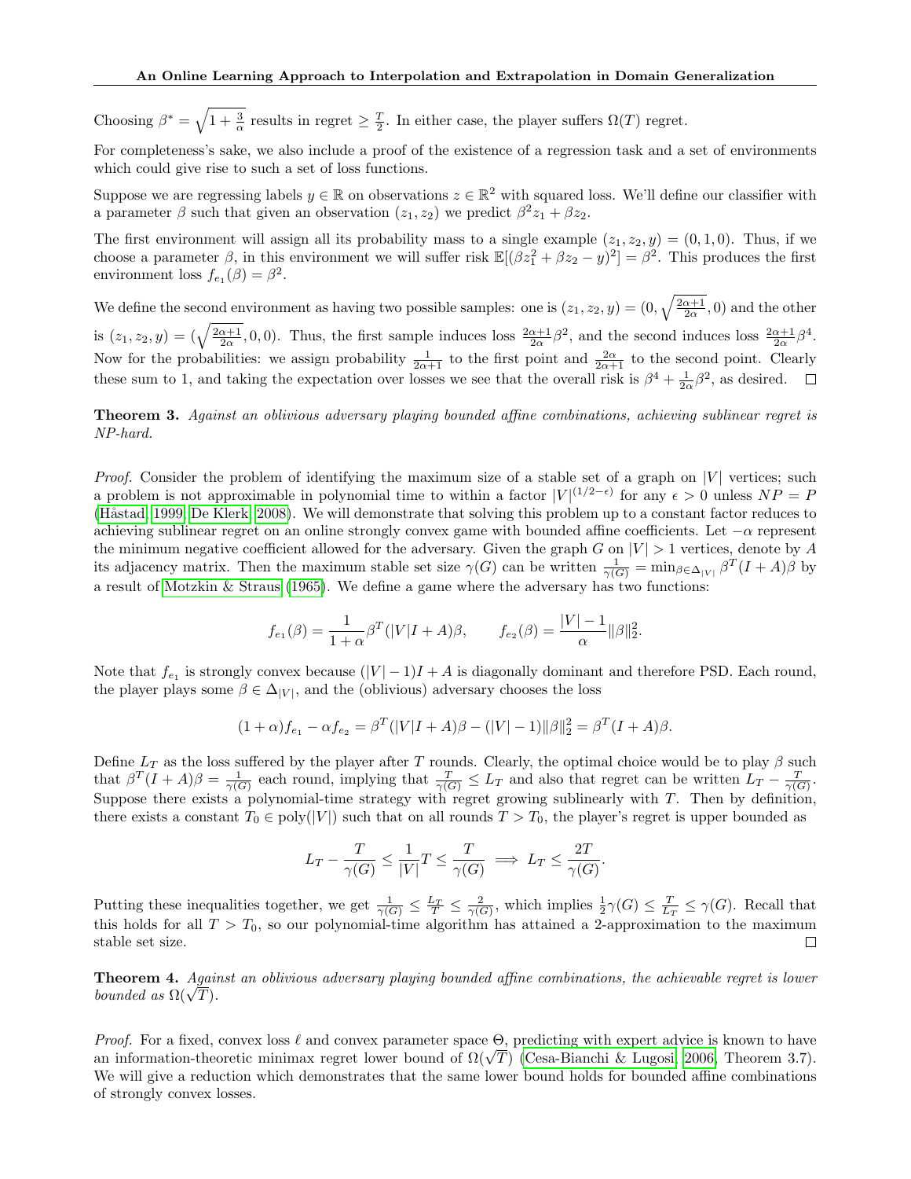Choosing $\beta^* = \sqrt{1 + \frac{3}{\alpha}}$ results in regret $\geq \frac{T}{2}$. In either case, the player suffers $\Omega(T)$ regret.

For completeness's sake, we also include a proof of the existence of a regression task and a set of environments which could give rise to such a set of loss functions.

Suppose we are regressing labels $y \in \mathbb{R}$ on observations $z \in \mathbb{R}^2$ with squared loss. We'll define our classifier with a parameter $\beta$ such that given an observation $(z_1, z_2)$ we predict $\beta^2 z_1 + \beta z_2$.

The first environment will assign all its probability mass to a single example $(z_1, z_2, y) = (0, 1, 0)$. Thus, if we choose a parameter $\beta$, in this environment we will suffer risk $\mathbb{E}[(\beta z_1^2 + \beta z_2 - y)^2] = \beta^2$. This produces the first environment loss $f_{e_1}(\beta) = \beta^2$.

We define the second environment as having two possible samples: one is $(z_1, z_2, y) = (0, \sqrt{\frac{2\alpha+1}{2\alpha}}, 0)$ and the other is $(z_1, z_2, y) = (\sqrt{\frac{2\alpha+1}{2\alpha}}, 0, 0)$. Thus, the first sample induces loss $\frac{2\alpha+1}{2\alpha}\beta^2$, and the second induces loss $\frac{2\alpha+1}{2\alpha}\beta^4$. Now for the probabilities: we assign probability $\frac{1}{2\alpha+1}$ to the first point and $\frac{2\alpha}{2\alpha+1}$ to the second point. Clearly these sum to 1, and taking the expectation over losses we see that the overall risk is $\beta^4 + \frac{1}{2\alpha}\beta^2$, as desired. $\square$

**Theorem 3.** *Against an oblivious adversary playing bounded affine combinations, achieving sublinear regret is NP-hard.*

*Proof.* Consider the problem of identifying the maximum size of a stable set of a graph on $|V|$ vertices; such a problem is not approximable in polynomial time to within a factor $|V|^{(1/2-\epsilon)}$ for any $\epsilon > 0$ unless $NP = P$ (Håstad, 1999; De Klerk, 2008). We will demonstrate that solving this problem up to a constant factor reduces to achieving sublinear regret on an online strongly convex game with bounded affine coefficients. Let $-\alpha$ represent the minimum negative coefficient allowed for the adversary. Given the graph $G$ on $|V| > 1$ vertices, denote by $A$ its adjacency matrix. Then the maximum stable set size $\gamma(G)$ can be written $\frac{1}{\gamma(G)} = \min_{\beta \in \Delta_{|V|}} \beta^T (I + A)\beta$ by a result of Motzkin & Straus (1965). We define a game where the adversary has two functions:

$$f_{e_1}(\beta) = \frac{1}{1+\alpha}\beta^T(|V|I + A)\beta, \qquad f_{e_2}(\beta) = \frac{|V|-1}{\alpha}\|\beta\|_2^2.$$

Note that $f_{e_1}$ is strongly convex because $(|V|-1)I + A$ is diagonally dominant and therefore PSD. Each round, the player plays some $\beta \in \Delta_{|V|}$, and the (oblivious) adversary chooses the loss

$$(1+\alpha)f_{e_1} - \alpha f_{e_2} = \beta^T(|V|I + A)\beta - (|V|-1)\|\beta\|_2^2 = \beta^T(I + A)\beta.$$

Define $L_T$ as the loss suffered by the player after $T$ rounds. Clearly, the optimal choice would be to play $\beta$ such that $\beta^T(I+A)\beta = \frac{1}{\gamma(G)}$ each round, implying that $\frac{T}{\gamma(G)} \leq L_T$ and also that regret can be written $L_T - \frac{T}{\gamma(G)}$. Suppose there exists a polynomial-time strategy with regret growing sublinearly with $T$. Then by definition, there exists a constant $T_0 \in \text{poly}(|V|)$ such that on all rounds $T > T_0$, the player's regret is upper bounded as

$$L_T - \frac{T}{\gamma(G)} \leq \frac{1}{|V|}T \leq \frac{T}{\gamma(G)} \implies L_T \leq \frac{2T}{\gamma(G)}.$$

Putting these inequalities together, we get $\frac{1}{\gamma(G)} \leq \frac{L_T}{T} \leq \frac{2}{\gamma(G)}$, which implies $\frac{1}{2}\gamma(G) \leq \frac{T}{L_T} \leq \gamma(G)$. Recall that this holds for all $T > T_0$, so our polynomial-time algorithm has attained a 2-approximation to the maximum stable set size. $\square$

**Theorem 4.** *Against an oblivious adversary playing bounded affine combinations, the achievable regret is lower bounded as $\Omega(\sqrt{T})$.*

*Proof.* For a fixed, convex loss $\ell$ and convex parameter space $\Theta$, predicting with expert advice is known to have an information-theoretic minimax regret lower bound of $\Omega(\sqrt{T})$ (Cesa-Bianchi & Lugosi, 2006, Theorem 3.7). We will give a reduction which demonstrates that the same lower bound holds for bounded affine combinations of strongly convex losses.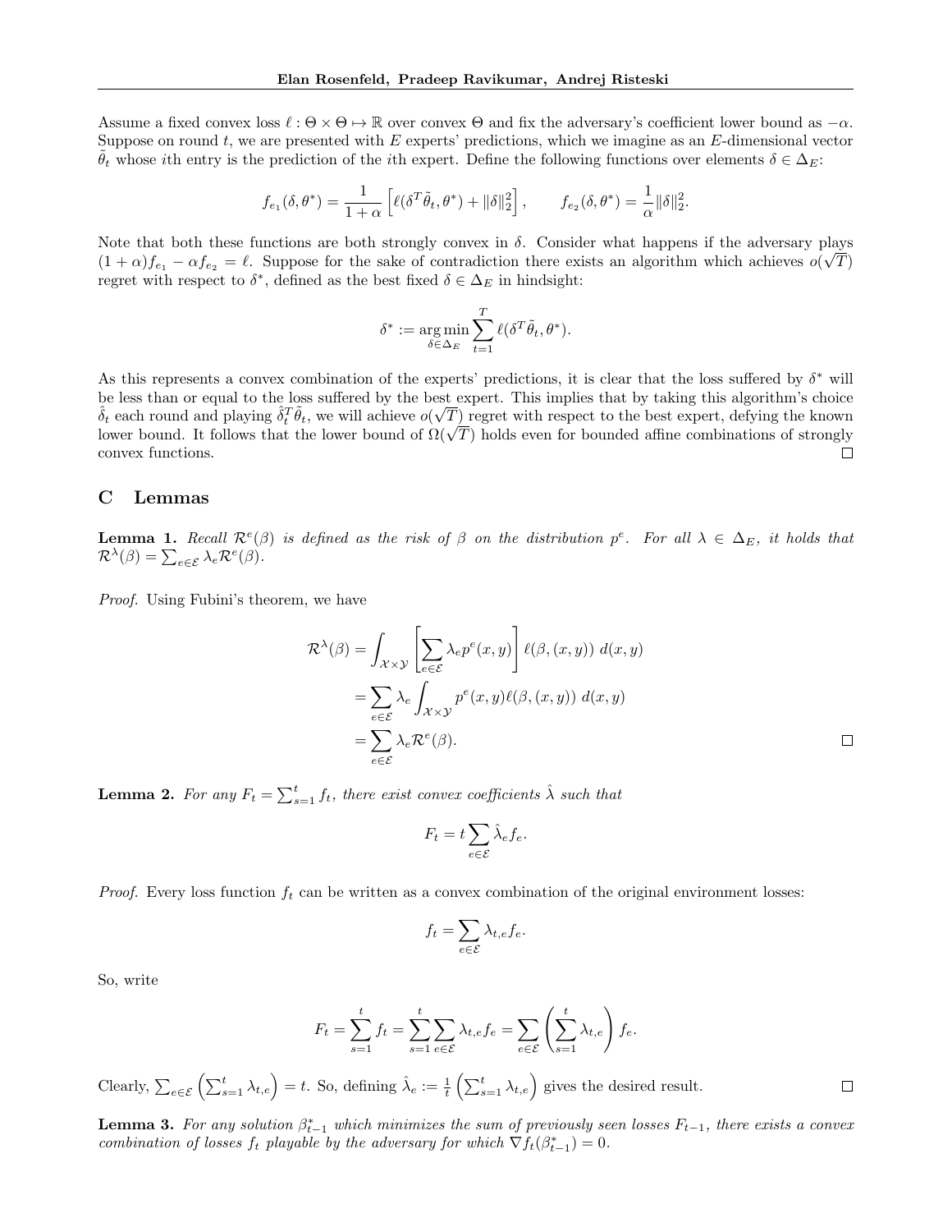Assume a fixed convex loss $\ell : \Theta \times \Theta \mapsto \mathbb{R}$ over convex $\Theta$ and fix the adversary's coefficient lower bound as $-\alpha$. Suppose on round $t$, we are presented with $E$ experts' predictions, which we imagine as an $E$-dimensional vector $\tilde{\theta}_t$ whose $i$th entry is the prediction of the $i$th expert. Define the following functions over elements $\delta \in \Delta_E$:

$$f_{e_1}(\delta, \theta^*) = \frac{1}{1+\alpha}\left[\ell(\delta^T \tilde{\theta}_t, \theta^*) + \|\delta\|_2^2\right], \qquad f_{e_2}(\delta, \theta^*) = \frac{1}{\alpha}\|\delta\|_2^2.$$

Note that both these functions are both strongly convex in $\delta$. Consider what happens if the adversary plays $(1+\alpha)f_{e_1} - \alpha f_{e_2} = \ell$. Suppose for the sake of contradiction there exists an algorithm which achieves $o(\sqrt{T})$ regret with respect to $\delta^*$, defined as the best fixed $\delta \in \Delta_E$ in hindsight:

$$\delta^* := \operatorname*{arg\,min}_{\delta \in \Delta_E} \sum_{t=1}^{T} \ell(\delta^T \tilde{\theta}_t, \theta^*).$$

As this represents a convex combination of the experts' predictions, it is clear that the loss suffered by $\delta^*$ will be less than or equal to the loss suffered by the best expert. This implies that by taking this algorithm's choice $\hat{\delta}_t$ each round and playing $\hat{\delta}_t^T \tilde{\theta}_t$, we will achieve $o(\sqrt{T})$ regret with respect to the best expert, defying the known lower bound. It follows that the lower bound of $\Omega(\sqrt{T})$ holds even for bounded affine combinations of strongly convex functions. $\square$

## C Lemmas

**Lemma 1.** *Recall $\mathcal{R}^e(\beta)$ is defined as the risk of $\beta$ on the distribution $p^e$. For all $\lambda \in \Delta_E$, it holds that $\mathcal{R}^\lambda(\beta) = \sum_{e \in \mathcal{E}} \lambda_e \mathcal{R}^e(\beta)$.*

*Proof.* Using Fubini's theorem, we have

$$\begin{aligned}
\mathcal{R}^\lambda(\beta) &= \int_{\mathcal{X}\times\mathcal{Y}} \left[\sum_{e\in\mathcal{E}} \lambda_e p^e(x,y)\right] \ell(\beta, (x,y))\ d(x,y) \\
&= \sum_{e\in\mathcal{E}} \lambda_e \int_{\mathcal{X}\times\mathcal{Y}} p^e(x,y)\ell(\beta,(x,y))\ d(x,y) \\
&= \sum_{e\in\mathcal{E}} \lambda_e \mathcal{R}^e(\beta).
\end{aligned}$$

$\square$

**Lemma 2.** *For any $F_t = \sum_{s=1}^t f_t$, there exist convex coefficients $\hat{\lambda}$ such that*

$$F_t = t\sum_{e\in\mathcal{E}} \hat{\lambda}_e f_e.$$

*Proof.* Every loss function $f_t$ can be written as a convex combination of the original environment losses:

$$f_t = \sum_{e\in\mathcal{E}} \lambda_{t,e} f_e.$$

So, write

$$F_t = \sum_{s=1}^t f_t = \sum_{s=1}^t \sum_{e\in\mathcal{E}} \lambda_{t,e} f_e = \sum_{e\in\mathcal{E}} \left(\sum_{s=1}^t \lambda_{t,e}\right) f_e.$$

Clearly, $\sum_{e\in\mathcal{E}} \left(\sum_{s=1}^t \lambda_{t,e}\right) = t$. So, defining $\hat{\lambda}_e := \frac{1}{t}\left(\sum_{s=1}^t \lambda_{t,e}\right)$ gives the desired result. $\square$

**Lemma 3.** *For any solution $\beta^*_{t-1}$ which minimizes the sum of previously seen losses $F_{t-1}$, there exists a convex combination of losses $f_t$ playable by the adversary for which $\nabla f_t(\beta^*_{t-1}) = 0$.*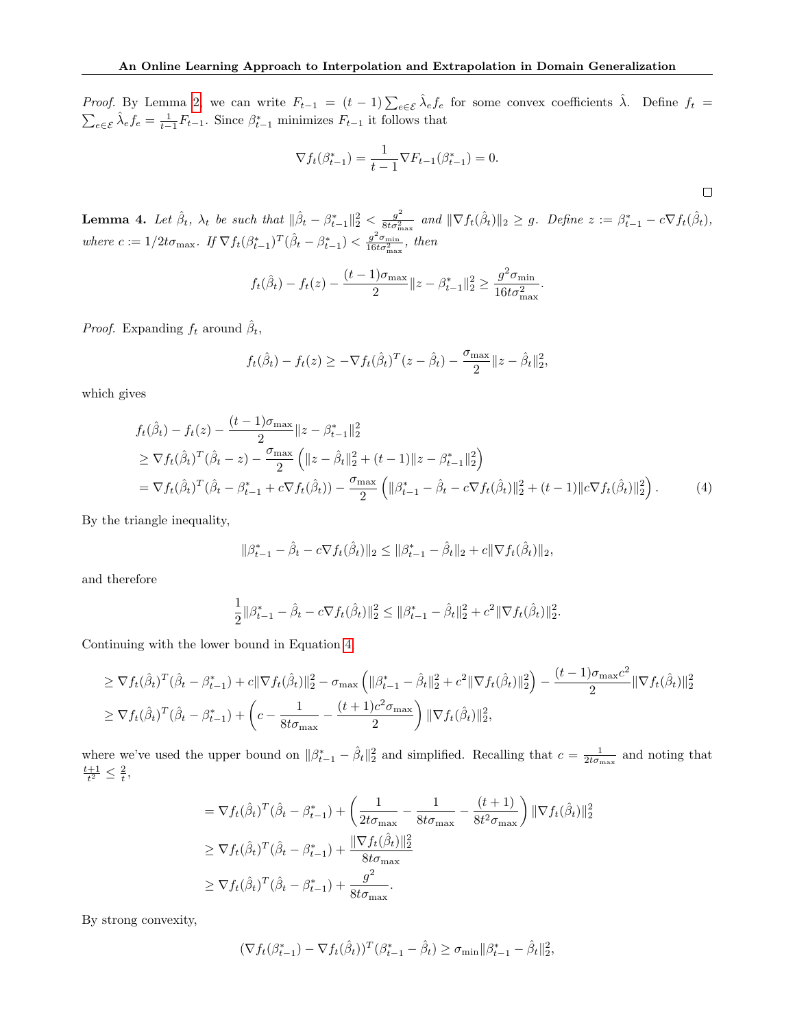*Proof.* By Lemma 2, we can write $F_{t-1} = (t-1)\sum_{e\in\mathcal{E}} \hat{\lambda}_e f_e$ for some convex coefficients $\hat{\lambda}$. Define $f_t = \sum_{e\in\mathcal{E}} \hat{\lambda}_e f_e = \frac{1}{t-1}F_{t-1}$. Since $\beta^*_{t-1}$ minimizes $F_{t-1}$ it follows that

$$\nabla f_t(\beta^*_{t-1}) = \frac{1}{t-1}\nabla F_{t-1}(\beta^*_{t-1}) = 0.$$

□

**Lemma 4.** *Let $\hat{\beta}_t$, $\lambda_t$ be such that $\|\hat{\beta}_t - \beta^*_{t-1}\|_2^2 < \frac{g^2}{8t\sigma^2_{\max}}$ and $\|\nabla f_t(\hat{\beta}_t)\|_2 \geq g$. Define $z := \beta^*_{t-1} - c\nabla f_t(\hat{\beta}_t)$, where $c := 1/2t\sigma_{\max}$. If $\nabla f_t(\beta^*_{t-1})^T(\hat{\beta}_t - \beta^*_{t-1}) < \frac{g^2\sigma_{\min}}{16t\sigma^2_{\max}}$, then*

$$f_t(\hat{\beta}_t) - f_t(z) - \frac{(t-1)\sigma_{\max}}{2}\|z - \beta^*_{t-1}\|_2^2 \geq \frac{g^2\sigma_{\min}}{16t\sigma^2_{\max}}.$$

*Proof.* Expanding $f_t$ around $\hat{\beta}_t$,

$$f_t(\hat{\beta}_t) - f_t(z) \geq -\nabla f_t(\hat{\beta}_t)^T(z - \hat{\beta}_t) - \frac{\sigma_{\max}}{2}\|z - \hat{\beta}_t\|_2^2,$$

which gives

$$\begin{aligned}
&f_t(\hat{\beta}_t) - f_t(z) - \frac{(t-1)\sigma_{\max}}{2}\|z - \beta^*_{t-1}\|_2^2 \\
&\geq \nabla f_t(\hat{\beta}_t)^T(\hat{\beta}_t - z) - \frac{\sigma_{\max}}{2}\left(\|z - \hat{\beta}_t\|_2^2 + (t-1)\|z - \beta^*_{t-1}\|_2^2\right) \\
&= \nabla f_t(\hat{\beta}_t)^T(\hat{\beta}_t - \beta^*_{t-1} + c\nabla f_t(\hat{\beta}_t)) - \frac{\sigma_{\max}}{2}\left(\|\beta^*_{t-1} - \hat{\beta}_t - c\nabla f_t(\hat{\beta}_t)\|_2^2 + (t-1)\|c\nabla f_t(\hat{\beta}_t)\|_2^2\right). \qquad (4)
\end{aligned}$$

By the triangle inequality,

$$\|\beta^*_{t-1} - \hat{\beta}_t - c\nabla f_t(\hat{\beta}_t)\|_2 \leq \|\beta^*_{t-1} - \hat{\beta}_t\|_2 + c\|\nabla f_t(\hat{\beta}_t)\|_2,$$

and therefore

$$\frac{1}{2}\|\beta^*_{t-1} - \hat{\beta}_t - c\nabla f_t(\hat{\beta}_t)\|_2^2 \leq \|\beta^*_{t-1} - \hat{\beta}_t\|_2^2 + c^2\|\nabla f_t(\hat{\beta}_t)\|_2^2.$$

Continuing with the lower bound in Equation 4,

$$\begin{aligned}
&\geq \nabla f_t(\hat{\beta}_t)^T(\hat{\beta}_t - \beta^*_{t-1}) + c\|\nabla f_t(\hat{\beta}_t)\|_2^2 - \sigma_{\max}\left(\|\beta^*_{t-1} - \hat{\beta}_t\|_2^2 + c^2\|\nabla f_t(\hat{\beta}_t)\|_2^2\right) - \frac{(t-1)\sigma_{\max}c^2}{2}\|\nabla f_t(\hat{\beta}_t)\|_2^2 \\
&\geq \nabla f_t(\hat{\beta}_t)^T(\hat{\beta}_t - \beta^*_{t-1}) + \left(c - \frac{1}{8t\sigma_{\max}} - \frac{(t+1)c^2\sigma_{\max}}{2}\right)\|\nabla f_t(\hat{\beta}_t)\|_2^2,
\end{aligned}$$

where we've used the upper bound on $\|\beta^*_{t-1} - \hat{\beta}_t\|_2^2$ and simplified. Recalling that $c = \frac{1}{2t\sigma_{\max}}$ and noting that $\frac{t+1}{t^2} \leq \frac{2}{t}$,

$$\begin{aligned}
&= \nabla f_t(\hat{\beta}_t)^T(\hat{\beta}_t - \beta^*_{t-1}) + \left(\frac{1}{2t\sigma_{\max}} - \frac{1}{8t\sigma_{\max}} - \frac{(t+1)}{8t^2\sigma_{\max}}\right)\|\nabla f_t(\hat{\beta}_t)\|_2^2 \\
&\geq \nabla f_t(\hat{\beta}_t)^T(\hat{\beta}_t - \beta^*_{t-1}) + \frac{\|\nabla f_t(\hat{\beta}_t)\|_2^2}{8t\sigma_{\max}} \\
&\geq \nabla f_t(\hat{\beta}_t)^T(\hat{\beta}_t - \beta^*_{t-1}) + \frac{g^2}{8t\sigma_{\max}}.
\end{aligned}$$

By strong convexity,

$$(\nabla f_t(\beta^*_{t-1}) - \nabla f_t(\hat{\beta}_t))^T(\beta^*_{t-1} - \hat{\beta}_t) \geq \sigma_{\min}\|\beta^*_{t-1} - \hat{\beta}_t\|_2^2,$$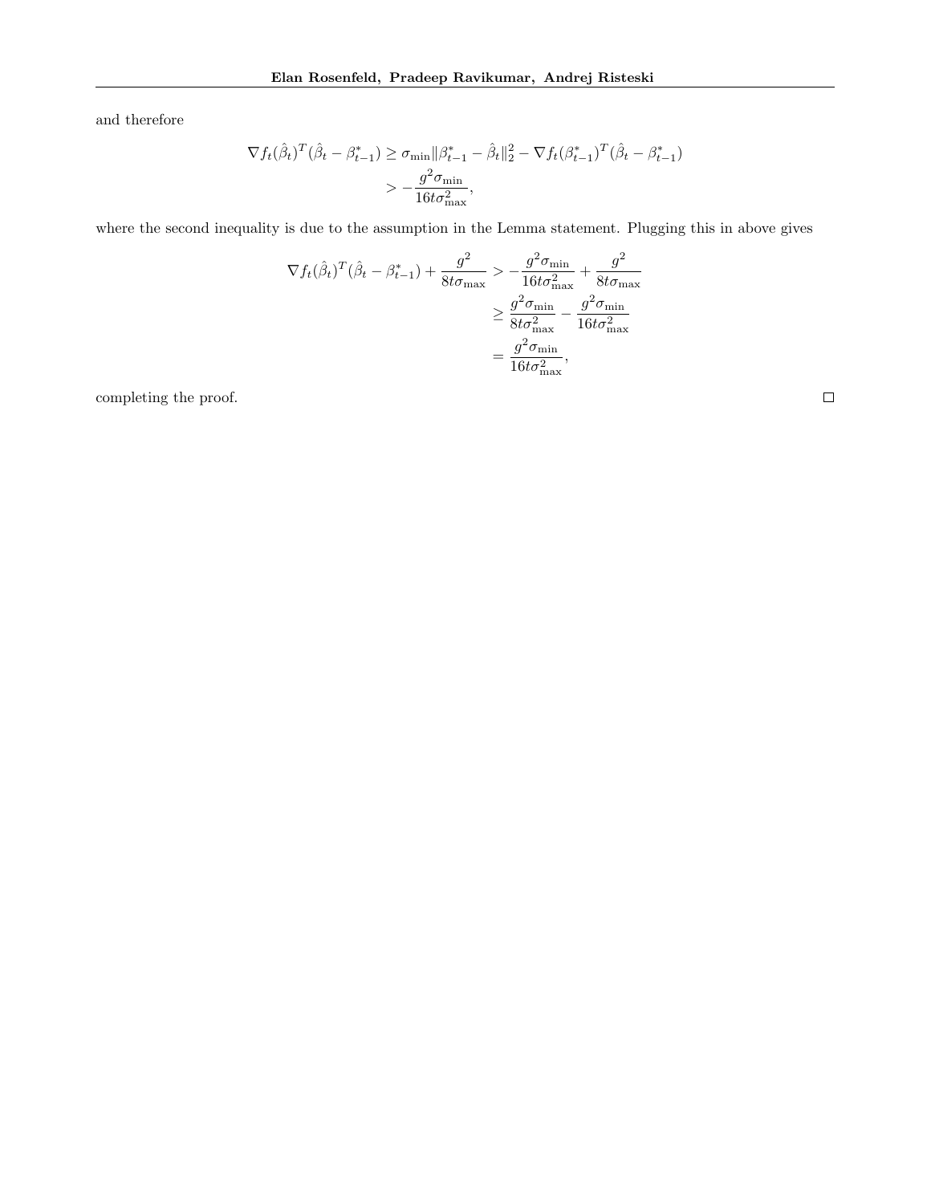and therefore

$$
\begin{aligned}
\nabla f_t(\hat{\beta}_t)^T(\hat{\beta}_t - \beta^*_{t-1}) &\geq \sigma_{\min}\|\beta^*_{t-1} - \hat{\beta}_t\|_2^2 - \nabla f_t(\beta^*_{t-1})^T(\hat{\beta}_t - \beta^*_{t-1}) \\
&> -\frac{g^2\sigma_{\min}}{16t\sigma_{\max}^2},
\end{aligned}
$$

where the second inequality is due to the assumption in the Lemma statement. Plugging this in above gives

$$
\begin{aligned}
\nabla f_t(\hat{\beta}_t)^T(\hat{\beta}_t - \beta^*_{t-1}) + \frac{g^2}{8t\sigma_{\max}} &> -\frac{g^2\sigma_{\min}}{16t\sigma_{\max}^2} + \frac{g^2}{8t\sigma_{\max}} \\
&\geq \frac{g^2\sigma_{\min}}{8t\sigma_{\max}^2} - \frac{g^2\sigma_{\min}}{16t\sigma_{\max}^2} \\
&= \frac{g^2\sigma_{\min}}{16t\sigma_{\max}^2},
\end{aligned}
$$

completing the proof. □